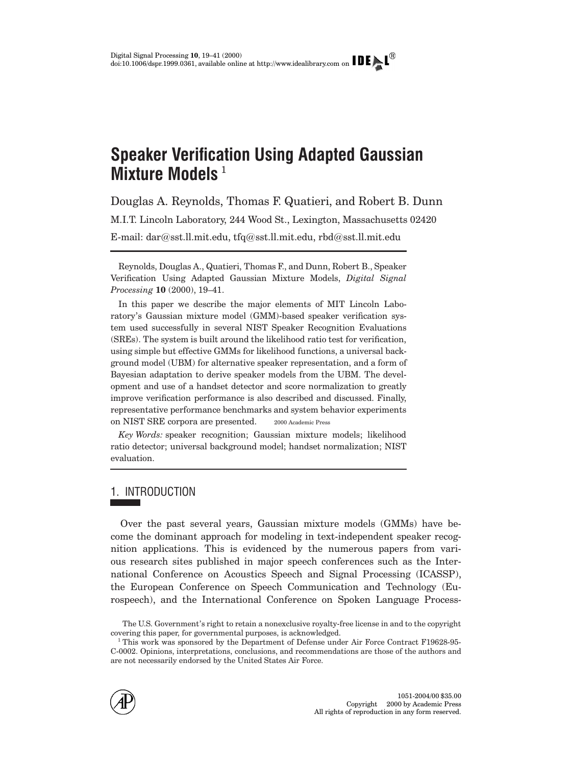# Speaker Verification Using Adapted Gaussian Mixture Models [1]

Douglas A. Reynolds, Thomas F. Quatieri, and Robert B. Dunn

M.I.T. Lincoln Laboratory, 244 Wood St., Lexington, Massachusetts 02420

E-mail: dar@sst.ll.mit.edu, tfq@sst.ll.mit.edu, rbd@sst.ll.mit.edu

Reynolds, Douglas A., Quatieri, Thomas F., and Dunn, Robert B., Speaker Verification Using Adapted Gaussian Mixture Models, *Digital Signal Processing* **10** (2000), 19–41.

In this paper we describe the major elements of MIT Lincoln Laboratory's Gaussian mixture model (GMM)-based speaker verification system used successfully in several NIST Speaker Recognition Evaluations (SREs). The system is built around the likelihood ratio test for verification, using simple but effective GMMs for likelihood functions, a universal background model (UBM) for alternative speaker representation, and a form of Bayesian adaptation to derive speaker models from the UBM. The development and use of a handset detector and score normalization to greatly improve verification performance is also described and discussed. Finally, representative performance benchmarks and system behavior experiments on NIST SRE corpora are presented. © 2000 Academic Press

*Key Words:* speaker recognition; Gaussian mixture models; likelihood ratio detector; universal background model; handset normalization; NIST evaluation.

## 1. INTRODUCTION

Over the past several years, Gaussian mixture models (GMMs) have become the dominant approach for modeling in text-independent speaker recognition applications. This is evidenced by the numerous papers from various research sites published in major speech conferences such as the International Conference on Acoustics Speech and Signal Processing (ICASSP), the European Conference on Speech Communication and Technology (Eurospeech), and the International Conference on Spoken Language Process-

The U.S. Government's right to retain a nonexclusive royalty-free license in and to the copyright covering this paper, for governmental purposes, is acknowledged.

[1] This work was sponsored by the Department of Defense under Air Force Contract F19628-95-C-0002. Opinions, interpretations, conclusions, and recommendations are those of the authors and are not necessarily endorsed by the United States Air Force.

1051-2004/00 $35.00
Copyright © 2000 by Academic Press
All rights of reproduction in any form reserved.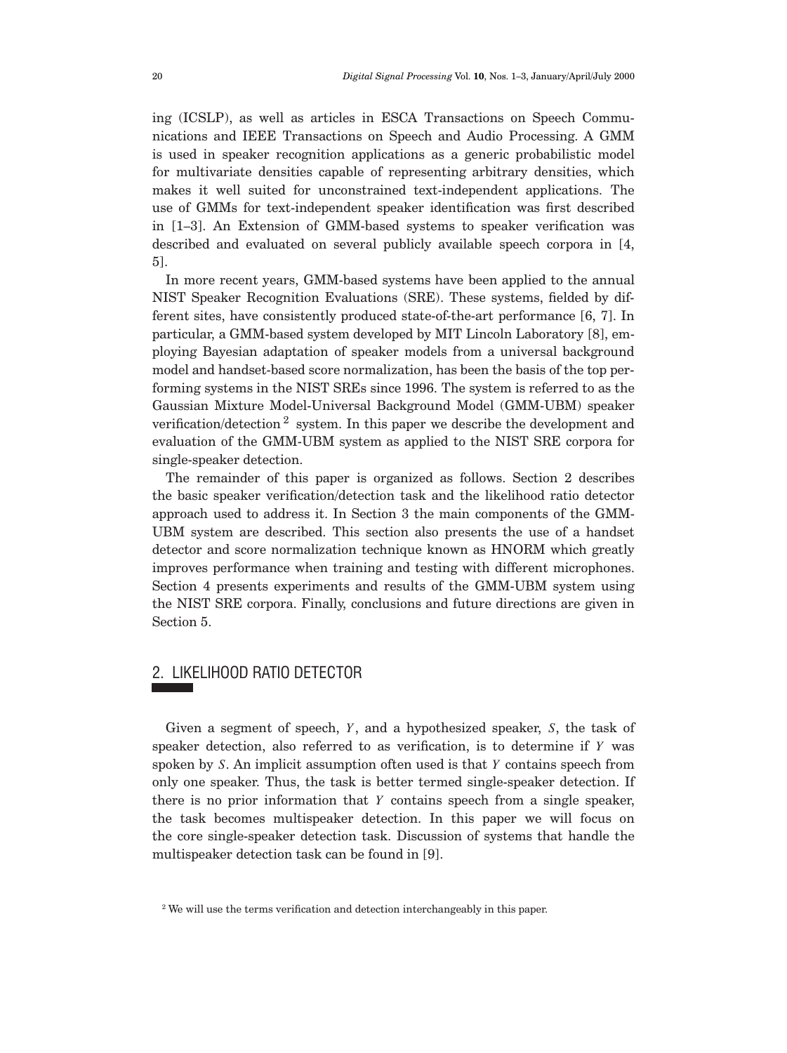ing (ICSLP), as well as articles in ESCA Transactions on Speech Communications and IEEE Transactions on Speech and Audio Processing. A GMM is used in speaker recognition applications as a generic probabilistic model for multivariate densities capable of representing arbitrary densities, which makes it well suited for unconstrained text-independent applications. The use of GMMs for text-independent speaker identification was first described in [1–3]. An Extension of GMM-based systems to speaker verification was described and evaluated on several publicly available speech corpora in [4, 5].

In more recent years, GMM-based systems have been applied to the annual NIST Speaker Recognition Evaluations (SRE). These systems, fielded by different sites, have consistently produced state-of-the-art performance [6, 7]. In particular, a GMM-based system developed by MIT Lincoln Laboratory [8], employing Bayesian adaptation of speaker models from a universal background model and handset-based score normalization, has been the basis of the top performing systems in the NIST SREs since 1996. The system is referred to as the Gaussian Mixture Model-Universal Background Model (GMM-UBM) speaker verification/detection [2] system. In this paper we describe the development and evaluation of the GMM-UBM system as applied to the NIST SRE corpora for single-speaker detection.

The remainder of this paper is organized as follows. Section 2 describes the basic speaker verification/detection task and the likelihood ratio detector approach used to address it. In Section 3 the main components of the GMM-UBM system are described. This section also presents the use of a handset detector and score normalization technique known as HNORM which greatly improves performance when training and testing with different microphones. Section 4 presents experiments and results of the GMM-UBM system using the NIST SRE corpora. Finally, conclusions and future directions are given in Section 5.

## 2. LIKELIHOOD RATIO DETECTOR

Given a segment of speech, $Y$, and a hypothesized speaker, $S$, the task of speaker detection, also referred to as verification, is to determine if $Y$ was spoken by $S$. An implicit assumption often used is that $Y$ contains speech from only one speaker. Thus, the task is better termed single-speaker detection. If there is no prior information that $Y$ contains speech from a single speaker, the task becomes multispeaker detection. In this paper we will focus on the core single-speaker detection task. Discussion of systems that handle the multispeaker detection task can be found in [9].

[2] We will use the terms verification and detection interchangeably in this paper.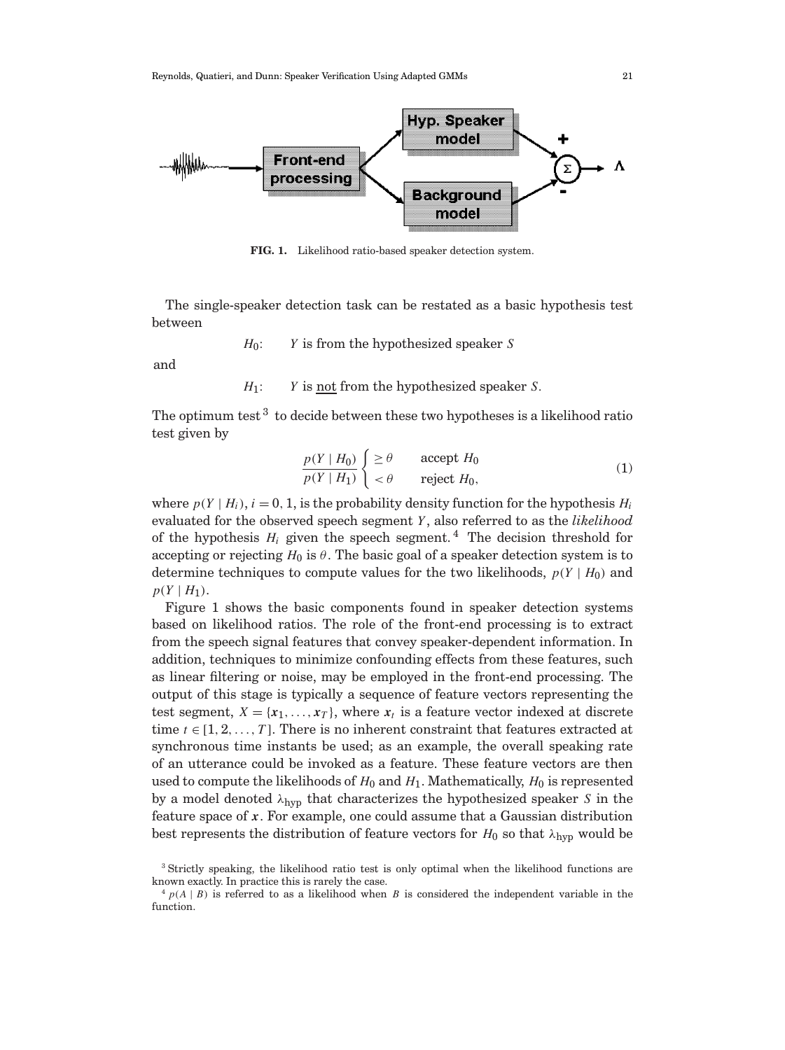**FIG. 1.** Likelihood ratio-based speaker detection system.

The single-speaker detection task can be restated as a basic hypothesis test between

$H_0$: $Y$ is from the hypothesized speaker $S$

and

$H_1$: $Y$ is <u>not</u> from the hypothesized speaker $S$.

The optimum test[3] to decide between these two hypotheses is a likelihood ratio test given by

$$\frac{p(Y \mid H_0)}{p(Y \mid H_1)} \begin{cases} \geq \theta & \text{accept } H_0 \\ < \theta & \text{reject } H_0, \end{cases} \tag{1}$$

where $p(Y \mid H_i)$, $i = 0, 1$, is the probability density function for the hypothesis $H_i$ evaluated for the observed speech segment $Y$, also referred to as the *likelihood* of the hypothesis $H_i$ given the speech segment.[4] The decision threshold for accepting or rejecting $H_0$ is $\theta$. The basic goal of a speaker detection system is to determine techniques to compute values for the two likelihoods, $p(Y \mid H_0)$ and $p(Y \mid H_1)$.

Figure 1 shows the basic components found in speaker detection systems based on likelihood ratios. The role of the front-end processing is to extract from the speech signal features that convey speaker-dependent information. In addition, techniques to minimize confounding effects from these features, such as linear filtering or noise, may be employed in the front-end processing. The output of this stage is typically a sequence of feature vectors representing the test segment, $X = \{\boldsymbol{x}_1, \ldots, \boldsymbol{x}_T\}$, where $\boldsymbol{x}_t$ is a feature vector indexed at discrete time $t \in [1, 2, \ldots, T]$. There is no inherent constraint that features extracted at synchronous time instants be used; as an example, the overall speaking rate of an utterance could be invoked as a feature. These feature vectors are then used to compute the likelihoods of $H_0$ and $H_1$. Mathematically, $H_0$ is represented by a model denoted $\lambda_{\text{hyp}}$ that characterizes the hypothesized speaker $S$ in the feature space of $\boldsymbol{x}$. For example, one could assume that a Gaussian distribution best represents the distribution of feature vectors for $H_0$ so that $\lambda_{\text{hyp}}$ would be

[3] Strictly speaking, the likelihood ratio test is only optimal when the likelihood functions are known exactly. In practice this is rarely the case.

[4] $p(A \mid B)$ is referred to as a likelihood when $B$ is considered the independent variable in the function.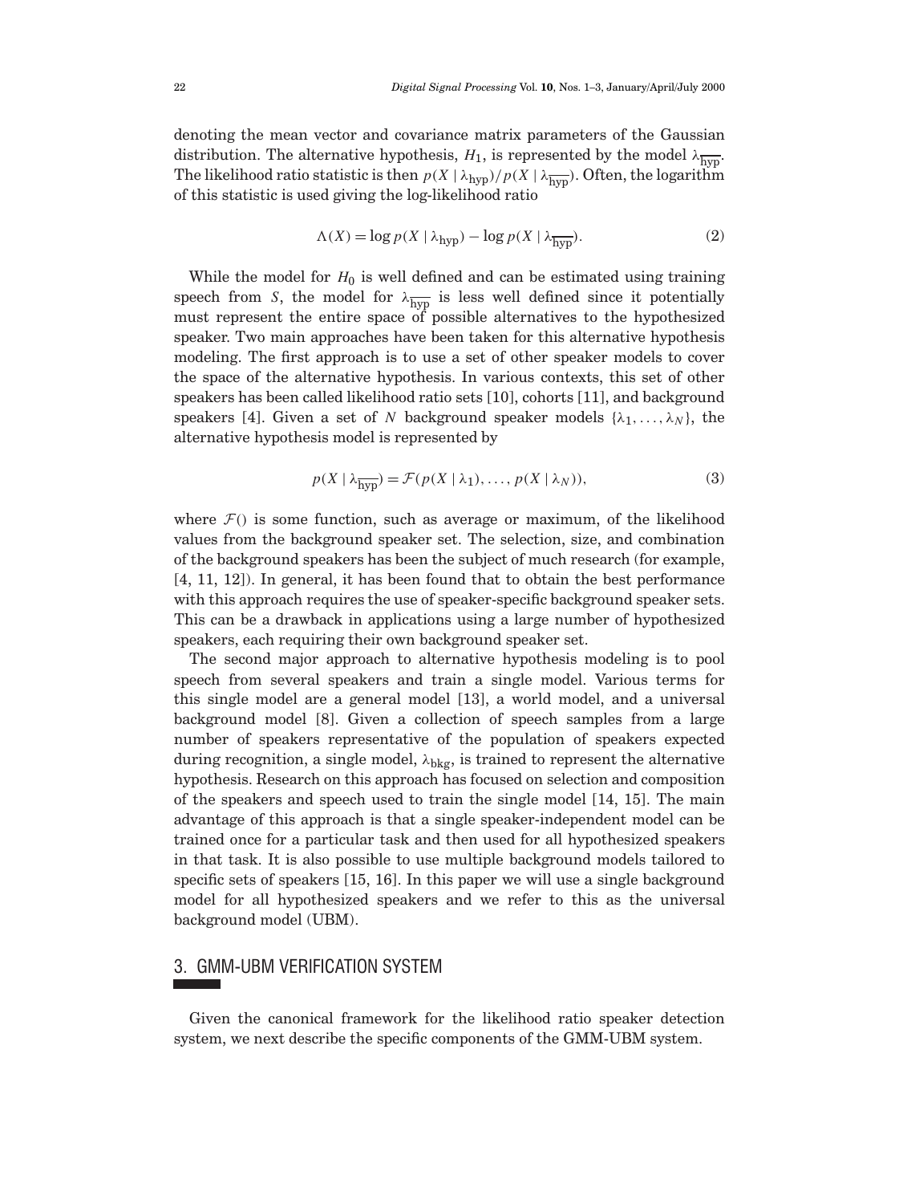denoting the mean vector and covariance matrix parameters of the Gaussian distribution. The alternative hypothesis, $H_1$, is represented by the model $\lambda_{\overline{\text{hyp}}}$. The likelihood ratio statistic is then $p(X \mid \lambda_{\text{hyp}})/p(X \mid \lambda_{\overline{\text{hyp}}})$. Often, the logarithm of this statistic is used giving the log-likelihood ratio

$$\Lambda(X) = \log p(X \mid \lambda_{\text{hyp}}) - \log p(X \mid \lambda_{\overline{\text{hyp}}}). \tag{2}$$

While the model for $H_0$ is well defined and can be estimated using training speech from $S$, the model for $\lambda_{\overline{\text{hyp}}}$ is less well defined since it potentially must represent the entire space of possible alternatives to the hypothesized speaker. Two main approaches have been taken for this alternative hypothesis modeling. The first approach is to use a set of other speaker models to cover the space of the alternative hypothesis. In various contexts, this set of other speakers has been called likelihood ratio sets [10], cohorts [11], and background speakers [4]. Given a set of $N$ background speaker models $\{\lambda_1, \ldots, \lambda_N\}$, the alternative hypothesis model is represented by

$$p(X \mid \lambda_{\overline{\text{hyp}}}) = \mathcal{F}(p(X \mid \lambda_1), \ldots, p(X \mid \lambda_N)), \tag{3}$$

where $\mathcal{F}()$ is some function, such as average or maximum, of the likelihood values from the background speaker set. The selection, size, and combination of the background speakers has been the subject of much research (for example, [4, 11, 12]). In general, it has been found that to obtain the best performance with this approach requires the use of speaker-specific background speaker sets. This can be a drawback in applications using a large number of hypothesized speakers, each requiring their own background speaker set.

The second major approach to alternative hypothesis modeling is to pool speech from several speakers and train a single model. Various terms for this single model are a general model [13], a world model, and a universal background model [8]. Given a collection of speech samples from a large number of speakers representative of the population of speakers expected during recognition, a single model, $\lambda_{\text{bkg}}$, is trained to represent the alternative hypothesis. Research on this approach has focused on selection and composition of the speakers and speech used to train the single model [14, 15]. The main advantage of this approach is that a single speaker-independent model can be trained once for a particular task and then used for all hypothesized speakers in that task. It is also possible to use multiple background models tailored to specific sets of speakers [15, 16]. In this paper we will use a single background model for all hypothesized speakers and we refer to this as the universal background model (UBM).

## 3. GMM-UBM VERIFICATION SYSTEM

Given the canonical framework for the likelihood ratio speaker detection system, we next describe the specific components of the GMM-UBM system.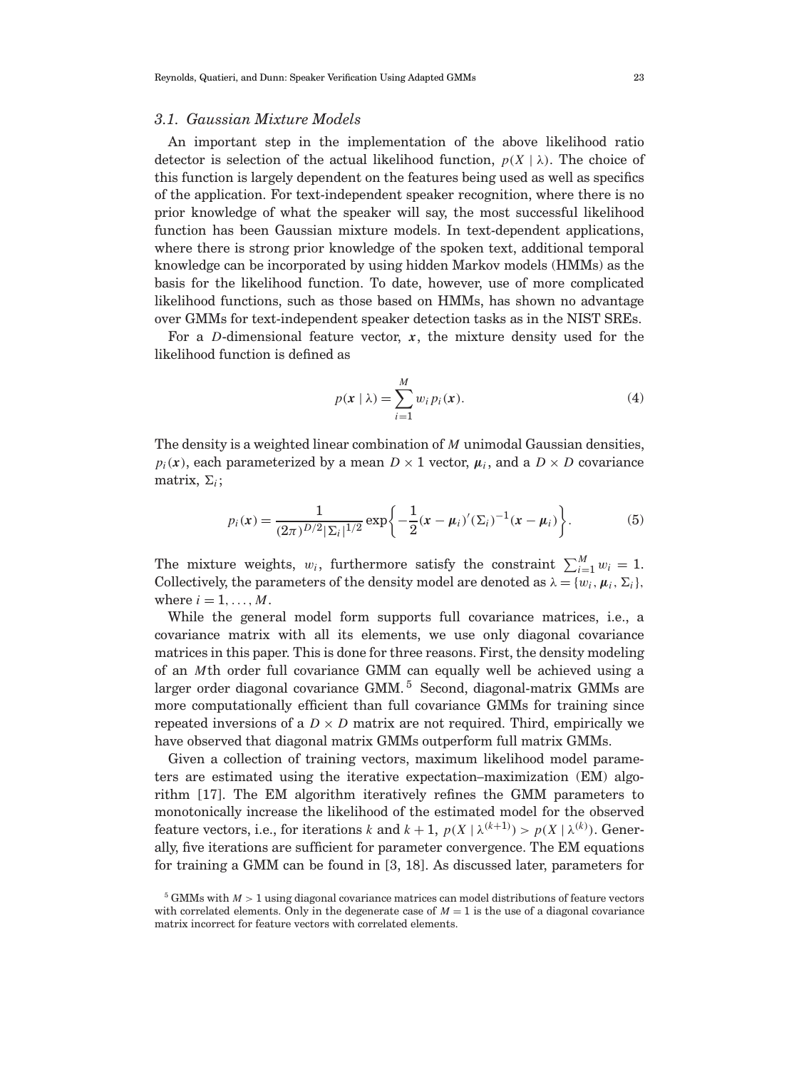### 3.1. Gaussian Mixture Models

An important step in the implementation of the above likelihood ratio detector is selection of the actual likelihood function, $p(X \mid \lambda)$. The choice of this function is largely dependent on the features being used as well as specifics of the application. For text-independent speaker recognition, where there is no prior knowledge of what the speaker will say, the most successful likelihood function has been Gaussian mixture models. In text-dependent applications, where there is strong prior knowledge of the spoken text, additional temporal knowledge can be incorporated by using hidden Markov models (HMMs) as the basis for the likelihood function. To date, however, use of more complicated likelihood functions, such as those based on HMMs, has shown no advantage over GMMs for text-independent speaker detection tasks as in the NIST SREs.

For a $D$-dimensional feature vector, $\boldsymbol{x}$, the mixture density used for the likelihood function is defined as

$$p(\boldsymbol{x} \mid \lambda) = \sum_{i=1}^{M} w_i p_i(\boldsymbol{x}). \tag{4}$$

The density is a weighted linear combination of $M$ unimodal Gaussian densities, $p_i(\boldsymbol{x})$, each parameterized by a mean $D \times 1$ vector, $\boldsymbol{\mu}_i$, and a $D \times D$ covariance matrix, $\Sigma_i$;

$$p_i(\boldsymbol{x}) = \frac{1}{(2\pi)^{D/2} |\Sigma_i|^{1/2}} \exp\left\{ -\frac{1}{2} (\boldsymbol{x} - \boldsymbol{\mu}_i)' (\Sigma_i)^{-1} (\boldsymbol{x} - \boldsymbol{\mu}_i) \right\}. \tag{5}$$

The mixture weights, $w_i$, furthermore satisfy the constraint $\sum_{i=1}^{M} w_i = 1$. Collectively, the parameters of the density model are denoted as $\lambda = \{w_i, \boldsymbol{\mu}_i, \Sigma_i\}$, where $i = 1, \ldots, M$.

While the general model form supports full covariance matrices, i.e., a covariance matrix with all its elements, we use only diagonal covariance matrices in this paper. This is done for three reasons. First, the density modeling of an $M$th order full covariance GMM can equally well be achieved using a larger order diagonal covariance GMM.[5] Second, diagonal-matrix GMMs are more computationally efficient than full covariance GMMs for training since repeated inversions of a $D \times D$ matrix are not required. Third, empirically we have observed that diagonal matrix GMMs outperform full matrix GMMs.

Given a collection of training vectors, maximum likelihood model parameters are estimated using the iterative expectation–maximization (EM) algorithm [17]. The EM algorithm iteratively refines the GMM parameters to monotonically increase the likelihood of the estimated model for the observed feature vectors, i.e., for iterations $k$ and $k+1$, $p(X \mid \lambda^{(k+1)}) > p(X \mid \lambda^{(k)})$. Generally, five iterations are sufficient for parameter convergence. The EM equations for training a GMM can be found in [3, 18]. As discussed later, parameters for

[5] GMMs with $M > 1$ using diagonal covariance matrices can model distributions of feature vectors with correlated elements. Only in the degenerate case of $M = 1$ is the use of a diagonal covariance matrix incorrect for feature vectors with correlated elements.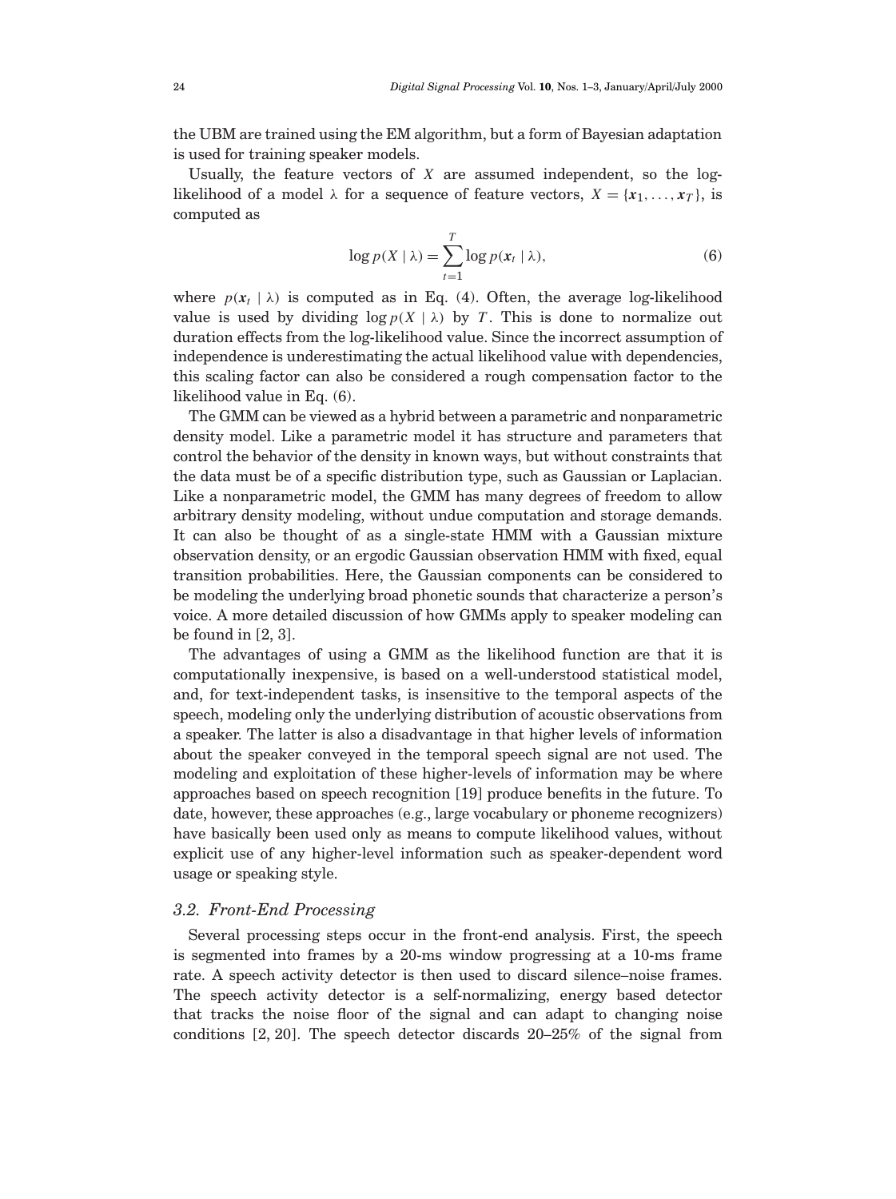the UBM are trained using the EM algorithm, but a form of Bayesian adaptation is used for training speaker models.

Usually, the feature vectors of $X$ are assumed independent, so the log-likelihood of a model $\lambda$ for a sequence of feature vectors, $X = \{\boldsymbol{x}_1, \ldots, \boldsymbol{x}_T\}$, is computed as

$$\log p(X \mid \lambda) = \sum_{t=1}^{T} \log p(\boldsymbol{x}_t \mid \lambda), \tag{6}$$

where $p(\boldsymbol{x}_t \mid \lambda)$ is computed as in Eq. (4). Often, the average log-likelihood value is used by dividing $\log p(X \mid \lambda)$ by $T$. This is done to normalize out duration effects from the log-likelihood value. Since the incorrect assumption of independence is underestimating the actual likelihood value with dependencies, this scaling factor can also be considered a rough compensation factor to the likelihood value in Eq. (6).

The GMM can be viewed as a hybrid between a parametric and nonparametric density model. Like a parametric model it has structure and parameters that control the behavior of the density in known ways, but without constraints that the data must be of a specific distribution type, such as Gaussian or Laplacian. Like a nonparametric model, the GMM has many degrees of freedom to allow arbitrary density modeling, without undue computation and storage demands. It can also be thought of as a single-state HMM with a Gaussian mixture observation density, or an ergodic Gaussian observation HMM with fixed, equal transition probabilities. Here, the Gaussian components can be considered to be modeling the underlying broad phonetic sounds that characterize a person's voice. A more detailed discussion of how GMMs apply to speaker modeling can be found in [2, 3].

The advantages of using a GMM as the likelihood function are that it is computationally inexpensive, is based on a well-understood statistical model, and, for text-independent tasks, is insensitive to the temporal aspects of the speech, modeling only the underlying distribution of acoustic observations from a speaker. The latter is also a disadvantage in that higher levels of information about the speaker conveyed in the temporal speech signal are not used. The modeling and exploitation of these higher-levels of information may be where approaches based on speech recognition [19] produce benefits in the future. To date, however, these approaches (e.g., large vocabulary or phoneme recognizers) have basically been used only as means to compute likelihood values, without explicit use of any higher-level information such as speaker-dependent word usage or speaking style.

### *3.2. Front-End Processing*

Several processing steps occur in the front-end analysis. First, the speech is segmented into frames by a 20-ms window progressing at a 10-ms frame rate. A speech activity detector is then used to discard silence–noise frames. The speech activity detector is a self-normalizing, energy based detector that tracks the noise floor of the signal and can adapt to changing noise conditions [2, 20]. The speech detector discards 20–25% of the signal from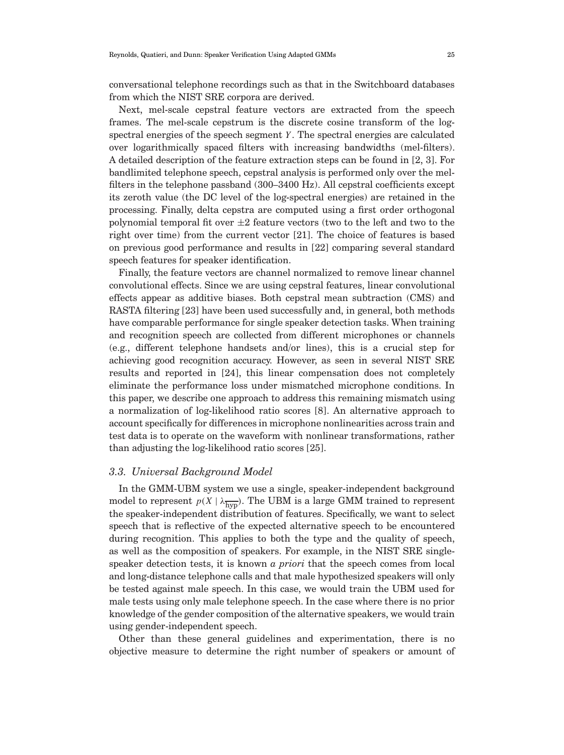conversational telephone recordings such as that in the Switchboard databases from which the NIST SRE corpora are derived.

Next, mel-scale cepstral feature vectors are extracted from the speech frames. The mel-scale cepstrum is the discrete cosine transform of the log-spectral energies of the speech segment $Y$. The spectral energies are calculated over logarithmically spaced filters with increasing bandwidths (mel-filters). A detailed description of the feature extraction steps can be found in [2, 3]. For bandlimited telephone speech, cepstral analysis is performed only over the mel-filters in the telephone passband (300–3400 Hz). All cepstral coefficients except its zeroth value (the DC level of the log-spectral energies) are retained in the processing. Finally, delta cepstra are computed using a first order orthogonal polynomial temporal fit over $\pm 2$ feature vectors (two to the left and two to the right over time) from the current vector [21]. The choice of features is based on previous good performance and results in [22] comparing several standard speech features for speaker identification.

Finally, the feature vectors are channel normalized to remove linear channel convolutional effects. Since we are using cepstral features, linear convolutional effects appear as additive biases. Both cepstral mean subtraction (CMS) and RASTA filtering [23] have been used successfully and, in general, both methods have comparable performance for single speaker detection tasks. When training and recognition speech are collected from different microphones or channels (e.g., different telephone handsets and/or lines), this is a crucial step for achieving good recognition accuracy. However, as seen in several NIST SRE results and reported in [24], this linear compensation does not completely eliminate the performance loss under mismatched microphone conditions. In this paper, we describe one approach to address this remaining mismatch using a normalization of log-likelihood ratio scores [8]. An alternative approach to account specifically for differences in microphone nonlinearities across train and test data is to operate on the waveform with nonlinear transformations, rather than adjusting the log-likelihood ratio scores [25].

### *3.3. Universal Background Model*

In the GMM-UBM system we use a single, speaker-independent background model to represent $p(X \mid \lambda_{\overline{\text{hyp}}})$. The UBM is a large GMM trained to represent the speaker-independent distribution of features. Specifically, we want to select speech that is reflective of the expected alternative speech to be encountered during recognition. This applies to both the type and the quality of speech, as well as the composition of speakers. For example, in the NIST SRE single-speaker detection tests, it is known *a priori* that the speech comes from local and long-distance telephone calls and that male hypothesized speakers will only be tested against male speech. In this case, we would train the UBM used for male tests using only male telephone speech. In the case where there is no prior knowledge of the gender composition of the alternative speakers, we would train using gender-independent speech.

Other than these general guidelines and experimentation, there is no objective measure to determine the right number of speakers or amount of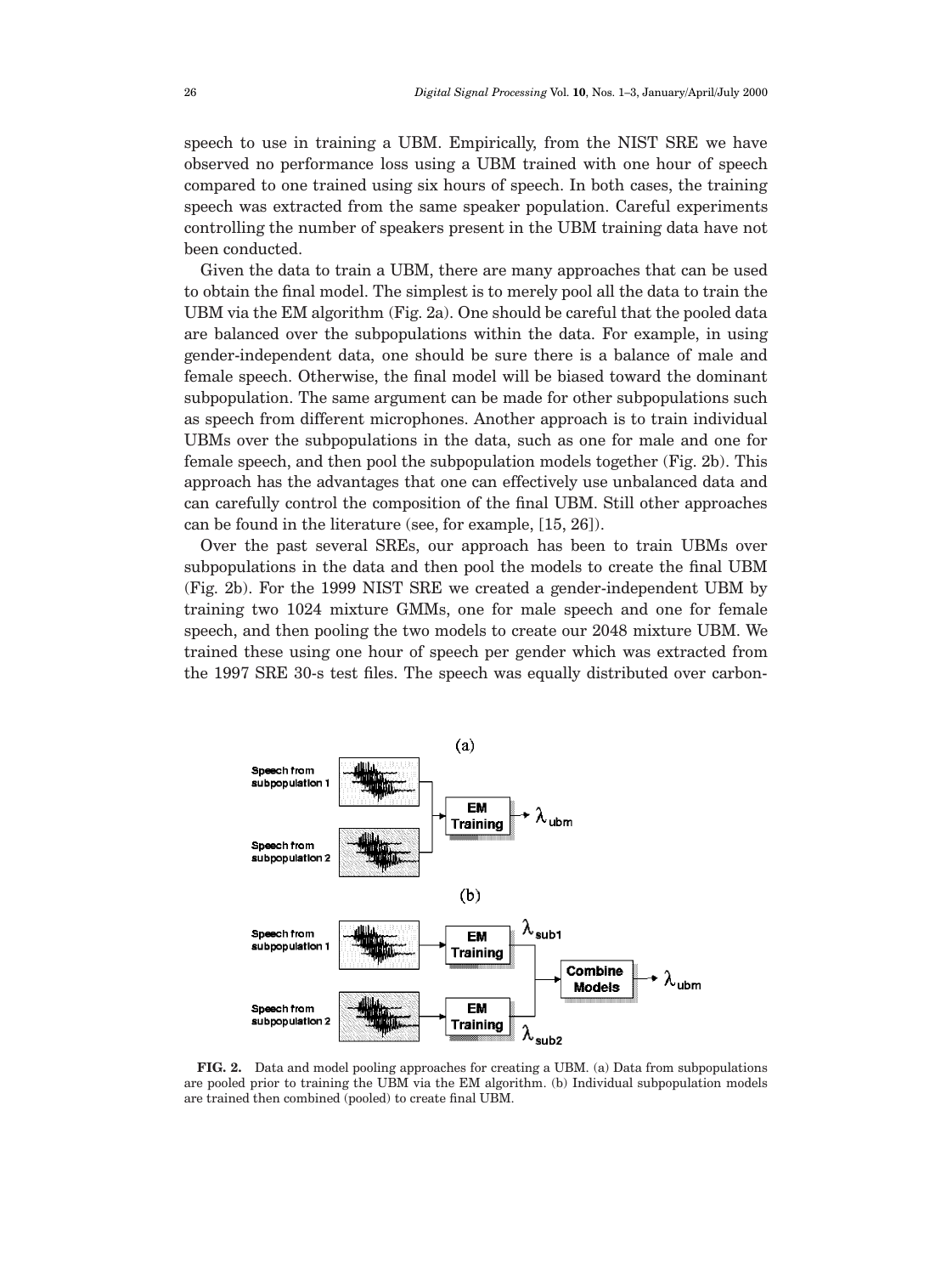speech to use in training a UBM. Empirically, from the NIST SRE we have observed no performance loss using a UBM trained with one hour of speech compared to one trained using six hours of speech. In both cases, the training speech was extracted from the same speaker population. Careful experiments controlling the number of speakers present in the UBM training data have not been conducted.

Given the data to train a UBM, there are many approaches that can be used to obtain the final model. The simplest is to merely pool all the data to train the UBM via the EM algorithm (Fig. 2a). One should be careful that the pooled data are balanced over the subpopulations within the data. For example, in using gender-independent data, one should be sure there is a balance of male and female speech. Otherwise, the final model will be biased toward the dominant subpopulation. The same argument can be made for other subpopulations such as speech from different microphones. Another approach is to train individual UBMs over the subpopulations in the data, such as one for male and one for female speech, and then pool the subpopulation models together (Fig. 2b). This approach has the advantages that one can effectively use unbalanced data and can carefully control the composition of the final UBM. Still other approaches can be found in the literature (see, for example, [15, 26]).

Over the past several SREs, our approach has been to train UBMs over subpopulations in the data and then pool the models to create the final UBM (Fig. 2b). For the 1999 NIST SRE we created a gender-independent UBM by training two 1024 mixture GMMs, one for male speech and one for female speech, and then pooling the two models to create our 2048 mixture UBM. We trained these using one hour of speech per gender which was extracted from the 1997 SRE 30-s test files. The speech was equally distributed over carbon-

**FIG. 2.** Data and model pooling approaches for creating a UBM. (a) Data from subpopulations are pooled prior to training the UBM via the EM algorithm. (b) Individual subpopulation models are trained then combined (pooled) to create final UBM.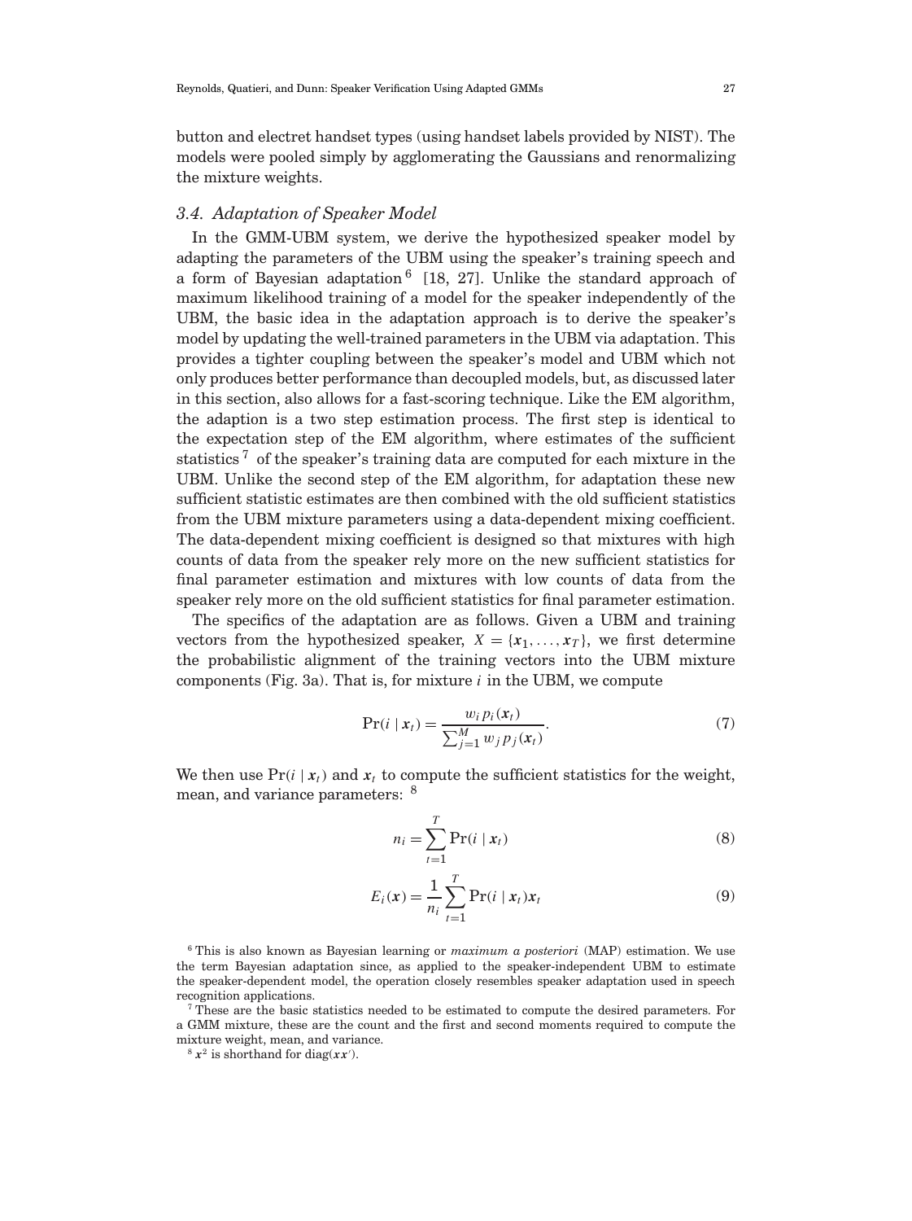button and electret handset types (using handset labels provided by NIST). The models were pooled simply by agglomerating the Gaussians and renormalizing the mixture weights.

### *3.4. Adaptation of Speaker Model*

In the GMM-UBM system, we derive the hypothesized speaker model by adapting the parameters of the UBM using the speaker's training speech and a form of Bayesian adaptation [6] [18, 27]. Unlike the standard approach of maximum likelihood training of a model for the speaker independently of the UBM, the basic idea in the adaptation approach is to derive the speaker's model by updating the well-trained parameters in the UBM via adaptation. This provides a tighter coupling between the speaker's model and UBM which not only produces better performance than decoupled models, but, as discussed later in this section, also allows for a fast-scoring technique. Like the EM algorithm, the adaption is a two step estimation process. The first step is identical to the expectation step of the EM algorithm, where estimates of the sufficient statistics [7] of the speaker's training data are computed for each mixture in the UBM. Unlike the second step of the EM algorithm, for adaptation these new sufficient statistic estimates are then combined with the old sufficient statistics from the UBM mixture parameters using a data-dependent mixing coefficient. The data-dependent mixing coefficient is designed so that mixtures with high counts of data from the speaker rely more on the new sufficient statistics for final parameter estimation and mixtures with low counts of data from the speaker rely more on the old sufficient statistics for final parameter estimation.

The specifics of the adaptation are as follows. Given a UBM and training vectors from the hypothesized speaker, $X = \{\boldsymbol{x}_1, \ldots, \boldsymbol{x}_T\}$, we first determine the probabilistic alignment of the training vectors into the UBM mixture components (Fig. 3a). That is, for mixture $i$ in the UBM, we compute

$$\Pr(i \mid \boldsymbol{x}_t) = \frac{w_i\, p_i(\boldsymbol{x}_t)}{\sum_{j=1}^{M} w_j\, p_j(\boldsymbol{x}_t)}. \tag{7}$$

We then use $\Pr(i \mid \boldsymbol{x}_t)$ and $\boldsymbol{x}_t$ to compute the sufficient statistics for the weight, mean, and variance parameters: [8]

$$n_i = \sum_{t=1}^{T} \Pr(i \mid \boldsymbol{x}_t) \tag{8}$$

$$E_i(\boldsymbol{x}) = \frac{1}{n_i} \sum_{t=1}^{T} \Pr(i \mid \boldsymbol{x}_t)\boldsymbol{x}_t \tag{9}$$

[6] This is also known as Bayesian learning or *maximum a posteriori* (MAP) estimation. We use the term Bayesian adaptation since, as applied to the speaker-independent UBM to estimate the speaker-dependent model, the operation closely resembles speaker adaptation used in speech recognition applications.

[7] These are the basic statistics needed to be estimated to compute the desired parameters. For a GMM mixture, these are the count and the first and second moments required to compute the mixture weight, mean, and variance.

[8] $\boldsymbol{x}^2$ is shorthand for $\mathrm{diag}(\boldsymbol{x}\boldsymbol{x}')$.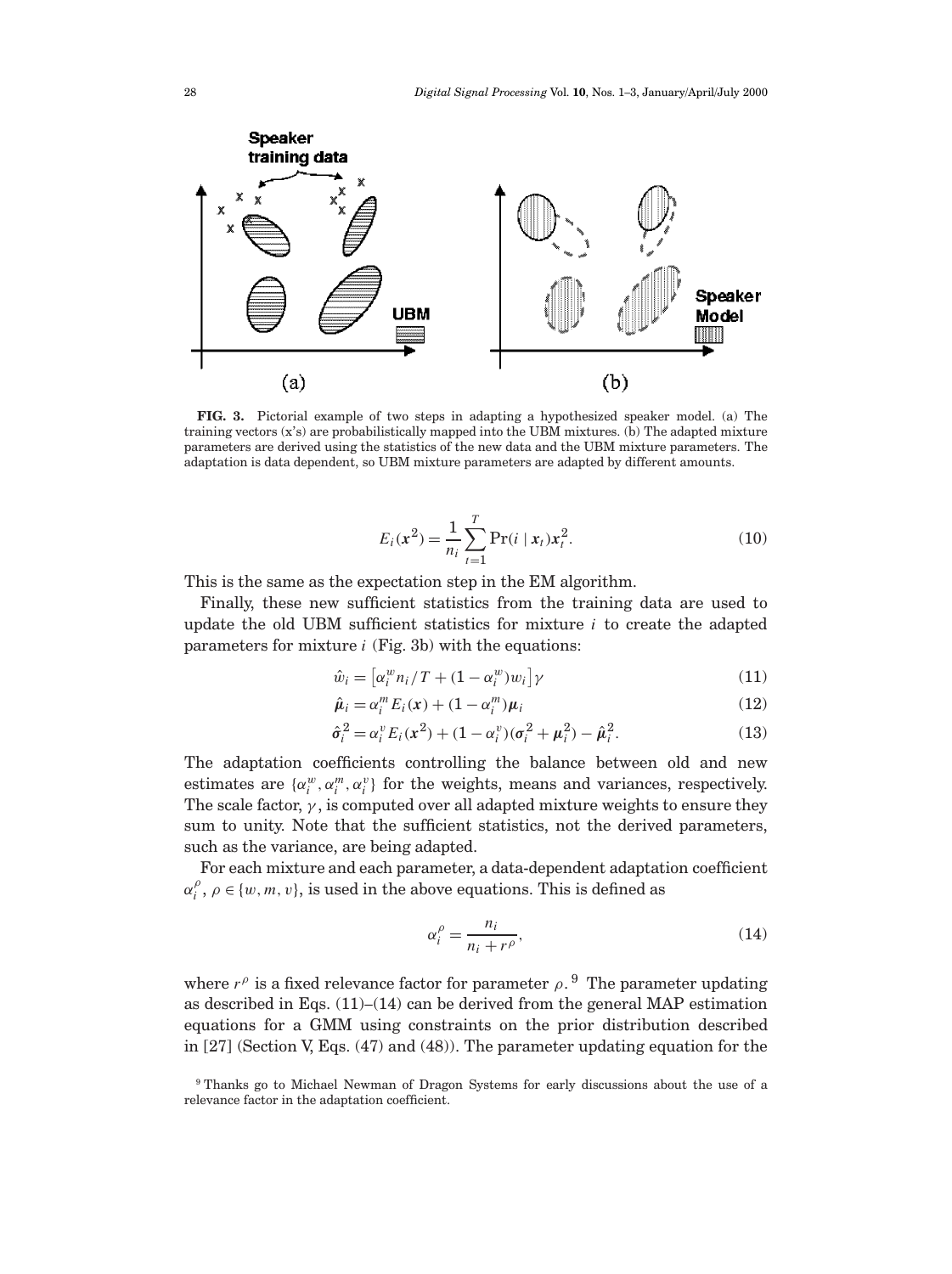**FIG. 3.** Pictorial example of two steps in adapting a hypothesized speaker model. (a) The training vectors (x's) are probabilistically mapped into the UBM mixtures. (b) The adapted mixture parameters are derived using the statistics of the new data and the UBM mixture parameters. The adaptation is data dependent, so UBM mixture parameters are adapted by different amounts.

$$E_i(\mathbf{x}^2) = \frac{1}{n_i} \sum_{t=1}^{T} \Pr(i \mid \mathbf{x}_t) \mathbf{x}_t^2. \tag{10}$$

This is the same as the expectation step in the EM algorithm.

Finally, these new sufficient statistics from the training data are used to update the old UBM sufficient statistics for mixture $i$ to create the adapted parameters for mixture $i$ (Fig. 3b) with the equations:

$$\hat{w}_i = \left[\alpha_i^w n_i / T + (1 - \alpha_i^w) w_i\right] \gamma \tag{11}$$

$$\hat{\boldsymbol{\mu}}_i = \alpha_i^m E_i(\mathbf{x}) + (1 - \alpha_i^m) \boldsymbol{\mu}_i \tag{12}$$

$$\hat{\boldsymbol{\sigma}}_i^2 = \alpha_i^v E_i(\mathbf{x}^2) + (1 - \alpha_i^v)(\boldsymbol{\sigma}_i^2 + \boldsymbol{\mu}_i^2) - \hat{\boldsymbol{\mu}}_i^2. \tag{13}$$

The adaptation coefficients controlling the balance between old and new estimates are $\{\alpha_i^w, \alpha_i^m, \alpha_i^v\}$ for the weights, means and variances, respectively. The scale factor, $\gamma$, is computed over all adapted mixture weights to ensure they sum to unity. Note that the sufficient statistics, not the derived parameters, such as the variance, are being adapted.

For each mixture and each parameter, a data-dependent adaptation coefficient $\alpha_i^\rho$, $\rho \in \{w, m, v\}$, is used in the above equations. This is defined as

$$\alpha_i^\rho = \frac{n_i}{n_i + r^\rho}, \tag{14}$$

where $r^\rho$ is a fixed relevance factor for parameter $\rho$.[9] The parameter updating as described in Eqs. (11)–(14) can be derived from the general MAP estimation equations for a GMM using constraints on the prior distribution described in [27] (Section V, Eqs. (47) and (48)). The parameter updating equation for the

[9] Thanks go to Michael Newman of Dragon Systems for early discussions about the use of a relevance factor in the adaptation coefficient.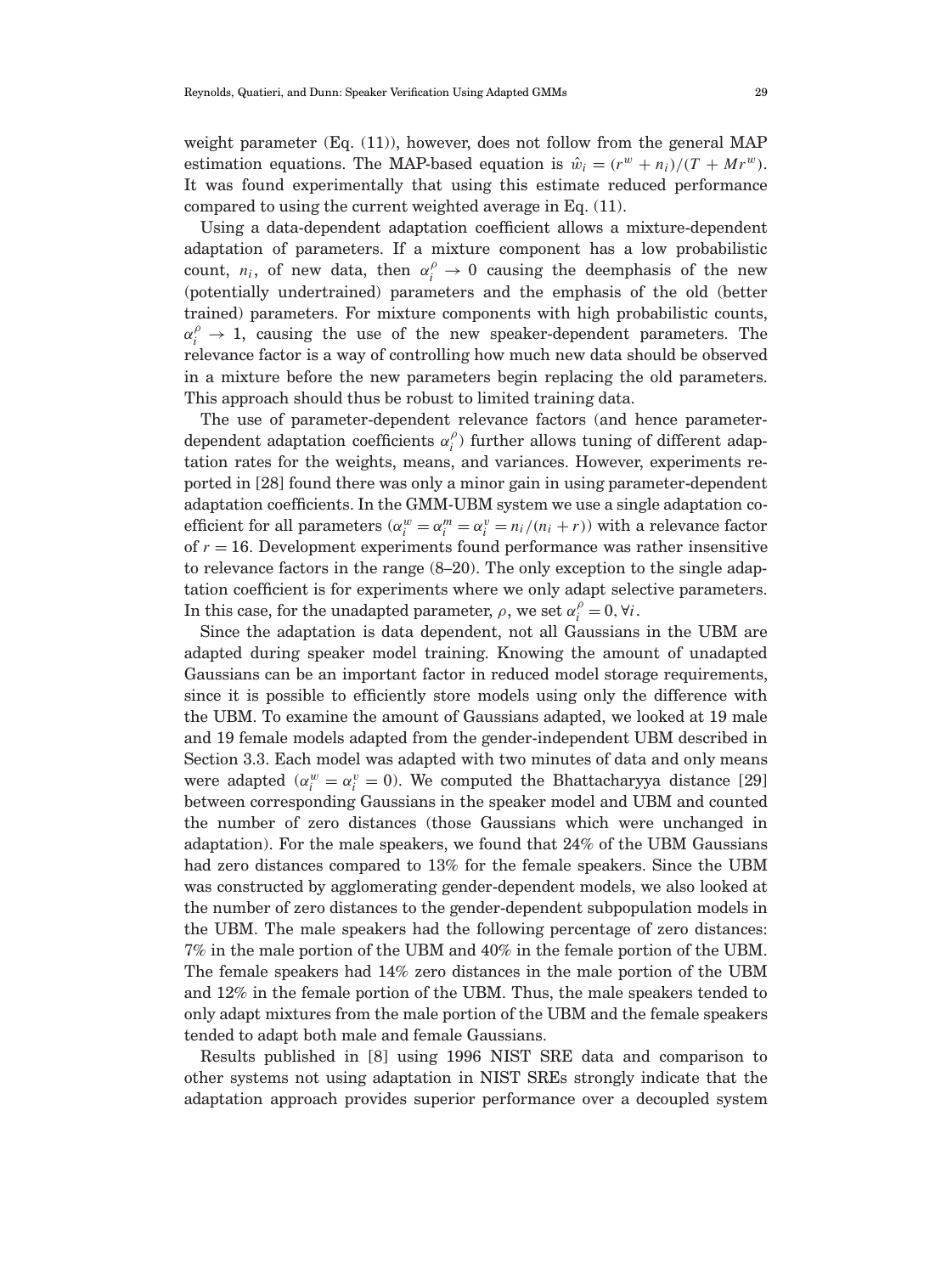weight parameter (Eq. (11)), however, does not follow from the general MAP estimation equations. The MAP-based equation is $\hat{w}_i = (r^w + n_i)/(T + Mr^w)$. It was found experimentally that using this estimate reduced performance compared to using the current weighted average in Eq. (11).

Using a data-dependent adaptation coefficient allows a mixture-dependent adaptation of parameters. If a mixture component has a low probabilistic count, $n_i$, of new data, then $\alpha_i^\rho \to 0$ causing the deemphasis of the new (potentially undertrained) parameters and the emphasis of the old (better trained) parameters. For mixture components with high probabilistic counts, $\alpha_i^\rho \to 1$, causing the use of the new speaker-dependent parameters. The relevance factor is a way of controlling how much new data should be observed in a mixture before the new parameters begin replacing the old parameters. This approach should thus be robust to limited training data.

The use of parameter-dependent relevance factors (and hence parameter-dependent adaptation coefficients $\alpha_i^\rho$) further allows tuning of different adaptation rates for the weights, means, and variances. However, experiments reported in [28] found there was only a minor gain in using parameter-dependent adaptation coefficients. In the GMM-UBM system we use a single adaptation coefficient for all parameters ($\alpha_i^w = \alpha_i^m = \alpha_i^v = n_i/(n_i + r)$) with a relevance factor of $r = 16$. Development experiments found performance was rather insensitive to relevance factors in the range (8–20). The only exception to the single adaptation coefficient is for experiments where we only adapt selective parameters. In this case, for the unadapted parameter, $\rho$, we set $\alpha_i^\rho = 0, \forall i$.

Since the adaptation is data dependent, not all Gaussians in the UBM are adapted during speaker model training. Knowing the amount of unadapted Gaussians can be an important factor in reduced model storage requirements, since it is possible to efficiently store models using only the difference with the UBM. To examine the amount of Gaussians adapted, we looked at 19 male and 19 female models adapted from the gender-independent UBM described in Section 3.3. Each model was adapted with two minutes of data and only means were adapted ($\alpha_i^w = \alpha_i^v = 0$). We computed the Bhattacharyya distance [29] between corresponding Gaussians in the speaker model and UBM and counted the number of zero distances (those Gaussians which were unchanged in adaptation). For the male speakers, we found that 24% of the UBM Gaussians had zero distances compared to 13% for the female speakers. Since the UBM was constructed by agglomerating gender-dependent models, we also looked at the number of zero distances to the gender-dependent subpopulation models in the UBM. The male speakers had the following percentage of zero distances: 7% in the male portion of the UBM and 40% in the female portion of the UBM. The female speakers had 14% zero distances in the male portion of the UBM and 12% in the female portion of the UBM. Thus, the male speakers tended to only adapt mixtures from the male portion of the UBM and the female speakers tended to adapt both male and female Gaussians.

Results published in [8] using 1996 NIST SRE data and comparison to other systems not using adaptation in NIST SREs strongly indicate that the adaptation approach provides superior performance over a decoupled system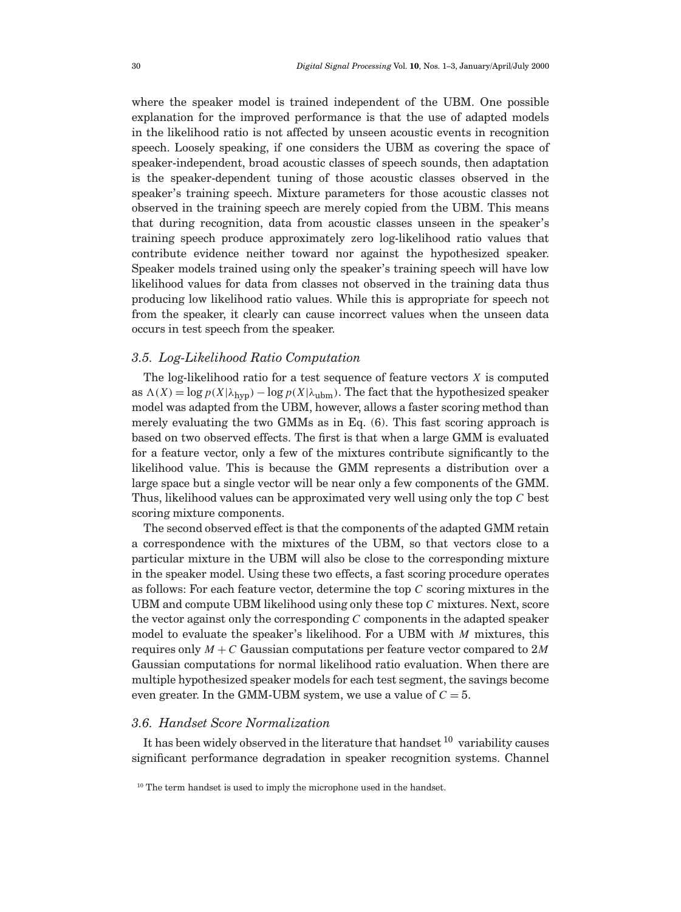where the speaker model is trained independent of the UBM. One possible explanation for the improved performance is that the use of adapted models in the likelihood ratio is not affected by unseen acoustic events in recognition speech. Loosely speaking, if one considers the UBM as covering the space of speaker-independent, broad acoustic classes of speech sounds, then adaptation is the speaker-dependent tuning of those acoustic classes observed in the speaker's training speech. Mixture parameters for those acoustic classes not observed in the training speech are merely copied from the UBM. This means that during recognition, data from acoustic classes unseen in the speaker's training speech produce approximately zero log-likelihood ratio values that contribute evidence neither toward nor against the hypothesized speaker. Speaker models trained using only the speaker's training speech will have low likelihood values for data from classes not observed in the training data thus producing low likelihood ratio values. While this is appropriate for speech not from the speaker, it clearly can cause incorrect values when the unseen data occurs in test speech from the speaker.

### *3.5. Log-Likelihood Ratio Computation*

The log-likelihood ratio for a test sequence of feature vectors $X$ is computed as $\Lambda(X) = \log p(X|\lambda_{\text{hyp}}) - \log p(X|\lambda_{\text{ubm}})$. The fact that the hypothesized speaker model was adapted from the UBM, however, allows a faster scoring method than merely evaluating the two GMMs as in Eq. (6). This fast scoring approach is based on two observed effects. The first is that when a large GMM is evaluated for a feature vector, only a few of the mixtures contribute significantly to the likelihood value. This is because the GMM represents a distribution over a large space but a single vector will be near only a few components of the GMM. Thus, likelihood values can be approximated very well using only the top $C$ best scoring mixture components.

The second observed effect is that the components of the adapted GMM retain a correspondence with the mixtures of the UBM, so that vectors close to a particular mixture in the UBM will also be close to the corresponding mixture in the speaker model. Using these two effects, a fast scoring procedure operates as follows: For each feature vector, determine the top $C$ scoring mixtures in the UBM and compute UBM likelihood using only these top $C$ mixtures. Next, score the vector against only the corresponding $C$ components in the adapted speaker model to evaluate the speaker's likelihood. For a UBM with $M$ mixtures, this requires only $M + C$ Gaussian computations per feature vector compared to $2M$ Gaussian computations for normal likelihood ratio evaluation. When there are multiple hypothesized speaker models for each test segment, the savings become even greater. In the GMM-UBM system, we use a value of $C = 5$.

### *3.6. Handset Score Normalization*

It has been widely observed in the literature that handset [10] variability causes significant performance degradation in speaker recognition systems. Channel

[10] The term handset is used to imply the microphone used in the handset.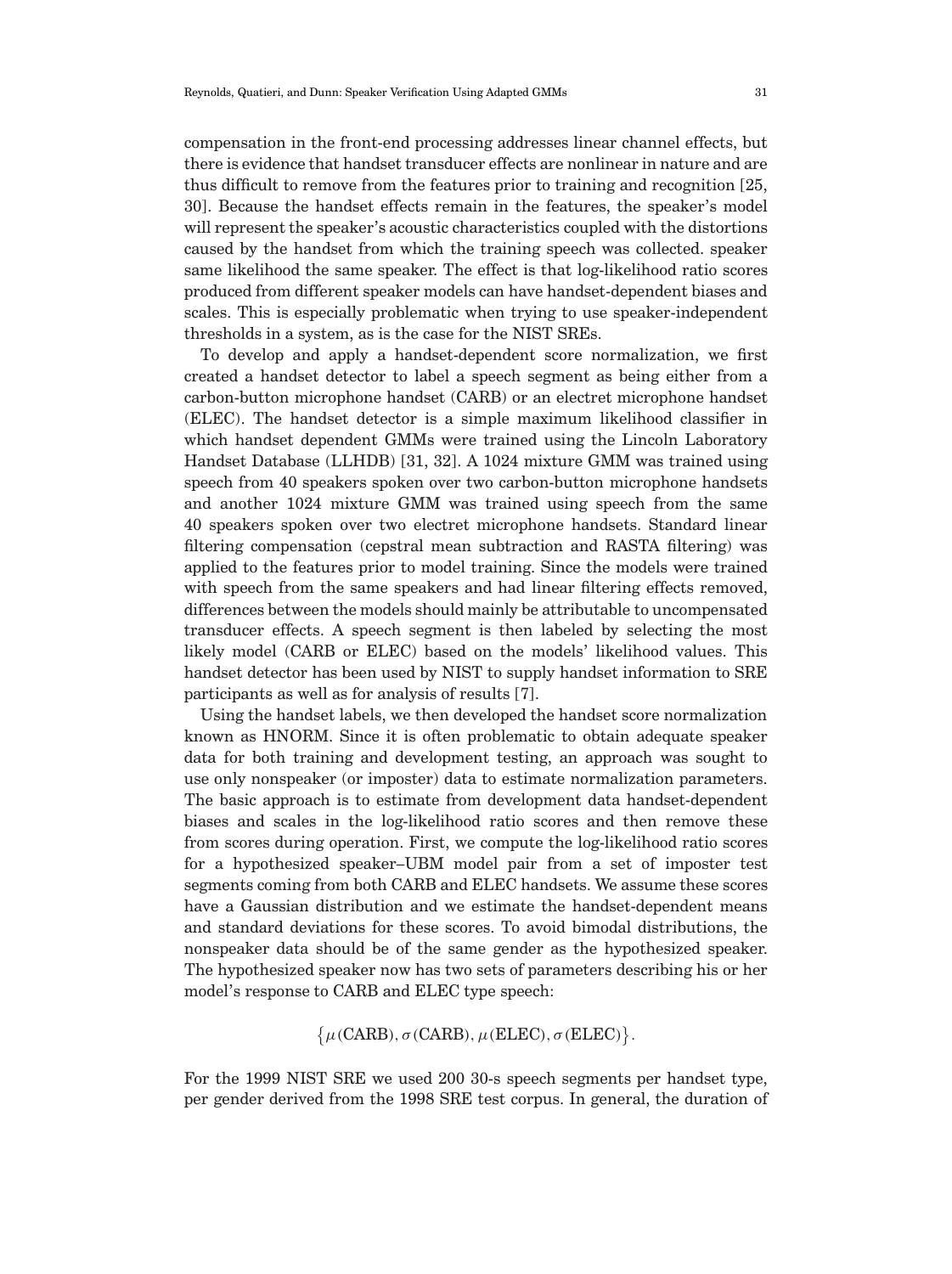compensation in the front-end processing addresses linear channel effects, but there is evidence that handset transducer effects are nonlinear in nature and are thus difficult to remove from the features prior to training and recognition [25, 30]. Because the handset effects remain in the features, the speaker's model will represent the speaker's acoustic characteristics coupled with the distortions caused by the handset from which the training speech was collected. speaker same likelihood the same speaker. The effect is that log-likelihood ratio scores produced from different speaker models can have handset-dependent biases and scales. This is especially problematic when trying to use speaker-independent thresholds in a system, as is the case for the NIST SREs.

To develop and apply a handset-dependent score normalization, we first created a handset detector to label a speech segment as being either from a carbon-button microphone handset (CARB) or an electret microphone handset (ELEC). The handset detector is a simple maximum likelihood classifier in which handset dependent GMMs were trained using the Lincoln Laboratory Handset Database (LLHDB) [31, 32]. A 1024 mixture GMM was trained using speech from 40 speakers spoken over two carbon-button microphone handsets and another 1024 mixture GMM was trained using speech from the same 40 speakers spoken over two electret microphone handsets. Standard linear filtering compensation (cepstral mean subtraction and RASTA filtering) was applied to the features prior to model training. Since the models were trained with speech from the same speakers and had linear filtering effects removed, differences between the models should mainly be attributable to uncompensated transducer effects. A speech segment is then labeled by selecting the most likely model (CARB or ELEC) based on the models' likelihood values. This handset detector has been used by NIST to supply handset information to SRE participants as well as for analysis of results [7].

Using the handset labels, we then developed the handset score normalization known as HNORM. Since it is often problematic to obtain adequate speaker data for both training and development testing, an approach was sought to use only nonspeaker (or imposter) data to estimate normalization parameters. The basic approach is to estimate from development data handset-dependent biases and scales in the log-likelihood ratio scores and then remove these from scores during operation. First, we compute the log-likelihood ratio scores for a hypothesized speaker–UBM model pair from a set of imposter test segments coming from both CARB and ELEC handsets. We assume these scores have a Gaussian distribution and we estimate the handset-dependent means and standard deviations for these scores. To avoid bimodal distributions, the nonspeaker data should be of the same gender as the hypothesized speaker. The hypothesized speaker now has two sets of parameters describing his or her model's response to CARB and ELEC type speech:

$$\left\{\mu(\text{CARB}), \sigma(\text{CARB}), \mu(\text{ELEC}), \sigma(\text{ELEC})\right\}.$$

For the 1999 NIST SRE we used 200 30-s speech segments per handset type, per gender derived from the 1998 SRE test corpus. In general, the duration of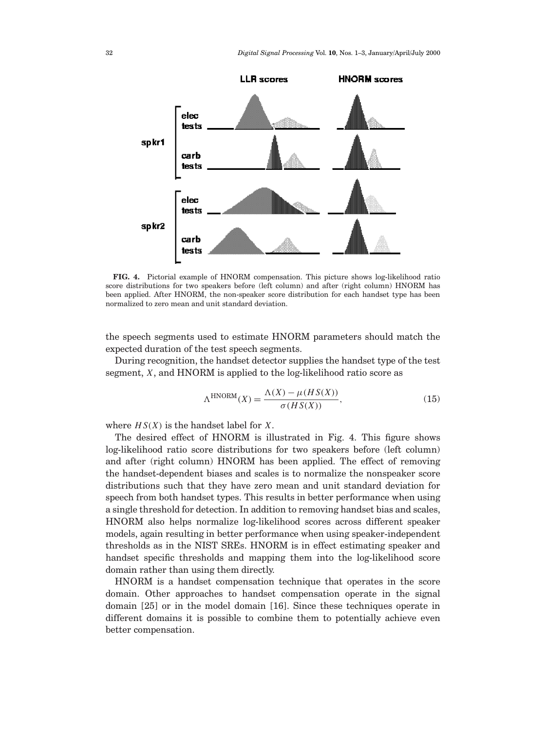**FIG. 4.** Pictorial example of HNORM compensation. This picture shows log-likelihood ratio score distributions for two speakers before (left column) and after (right column) HNORM has been applied. After HNORM, the non-speaker score distribution for each handset type has been normalized to zero mean and unit standard deviation.

the speech segments used to estimate HNORM parameters should match the expected duration of the test speech segments.

During recognition, the handset detector supplies the handset type of the test segment, $X$, and HNORM is applied to the log-likelihood ratio score as

$$\Lambda^{\text{HNORM}}(X) = \frac{\Lambda(X) - \mu(HS(X))}{\sigma(HS(X))}, \tag{15}$$

where $HS(X)$ is the handset label for $X$.

The desired effect of HNORM is illustrated in Fig. 4. This figure shows log-likelihood ratio score distributions for two speakers before (left column) and after (right column) HNORM has been applied. The effect of removing the handset-dependent biases and scales is to normalize the nonspeaker score distributions such that they have zero mean and unit standard deviation for speech from both handset types. This results in better performance when using a single threshold for detection. In addition to removing handset bias and scales, HNORM also helps normalize log-likelihood scores across different speaker models, again resulting in better performance when using speaker-independent thresholds as in the NIST SREs. HNORM is in effect estimating speaker and handset specific thresholds and mapping them into the log-likelihood score domain rather than using them directly.

HNORM is a handset compensation technique that operates in the score domain. Other approaches to handset compensation operate in the signal domain [25] or in the model domain [16]. Since these techniques operate in different domains it is possible to combine them to potentially achieve even better compensation.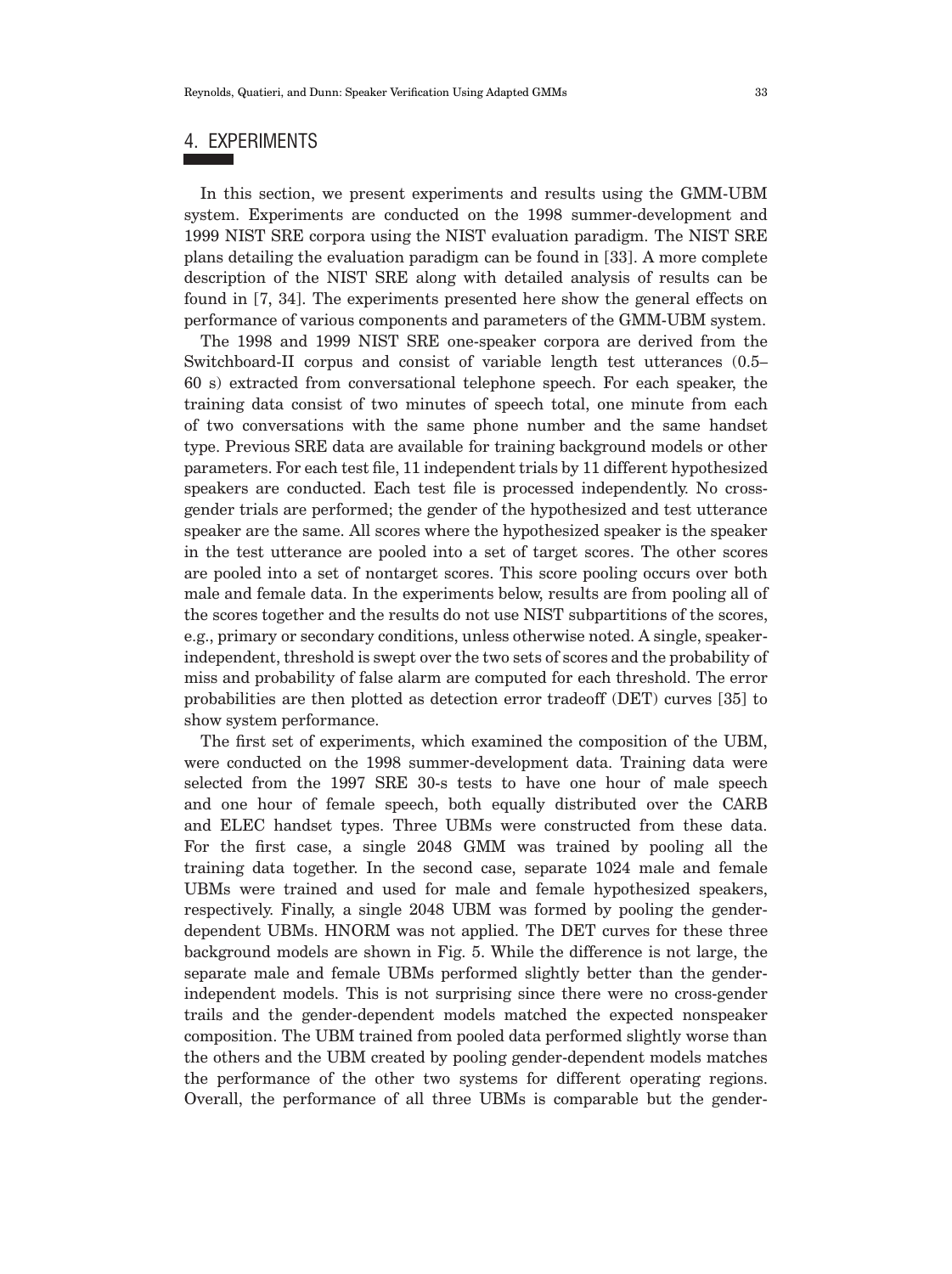## 4. EXPERIMENTS

In this section, we present experiments and results using the GMM-UBM system. Experiments are conducted on the 1998 summer-development and 1999 NIST SRE corpora using the NIST evaluation paradigm. The NIST SRE plans detailing the evaluation paradigm can be found in [33]. A more complete description of the NIST SRE along with detailed analysis of results can be found in [7, 34]. The experiments presented here show the general effects on performance of various components and parameters of the GMM-UBM system.

The 1998 and 1999 NIST SRE one-speaker corpora are derived from the Switchboard-II corpus and consist of variable length test utterances (0.5–60 s) extracted from conversational telephone speech. For each speaker, the training data consist of two minutes of speech total, one minute from each of two conversations with the same phone number and the same handset type. Previous SRE data are available for training background models or other parameters. For each test file, 11 independent trials by 11 different hypothesized speakers are conducted. Each test file is processed independently. No cross-gender trials are performed; the gender of the hypothesized and test utterance speaker are the same. All scores where the hypothesized speaker is the speaker in the test utterance are pooled into a set of target scores. The other scores are pooled into a set of nontarget scores. This score pooling occurs over both male and female data. In the experiments below, results are from pooling all of the scores together and the results do not use NIST subpartitions of the scores, e.g., primary or secondary conditions, unless otherwise noted. A single, speaker-independent, threshold is swept over the two sets of scores and the probability of miss and probability of false alarm are computed for each threshold. The error probabilities are then plotted as detection error tradeoff (DET) curves [35] to show system performance.

The first set of experiments, which examined the composition of the UBM, were conducted on the 1998 summer-development data. Training data were selected from the 1997 SRE 30-s tests to have one hour of male speech and one hour of female speech, both equally distributed over the CARB and ELEC handset types. Three UBMs were constructed from these data. For the first case, a single 2048 GMM was trained by pooling all the training data together. In the second case, separate 1024 male and female UBMs were trained and used for male and female hypothesized speakers, respectively. Finally, a single 2048 UBM was formed by pooling the gender-dependent UBMs. HNORM was not applied. The DET curves for these three background models are shown in Fig. 5. While the difference is not large, the separate male and female UBMs performed slightly better than the gender-independent models. This is not surprising since there were no cross-gender trails and the gender-dependent models matched the expected nonspeaker composition. The UBM trained from pooled data performed slightly worse than the others and the UBM created by pooling gender-dependent models matches the performance of the other two systems for different operating regions. Overall, the performance of all three UBMs is comparable but the gender-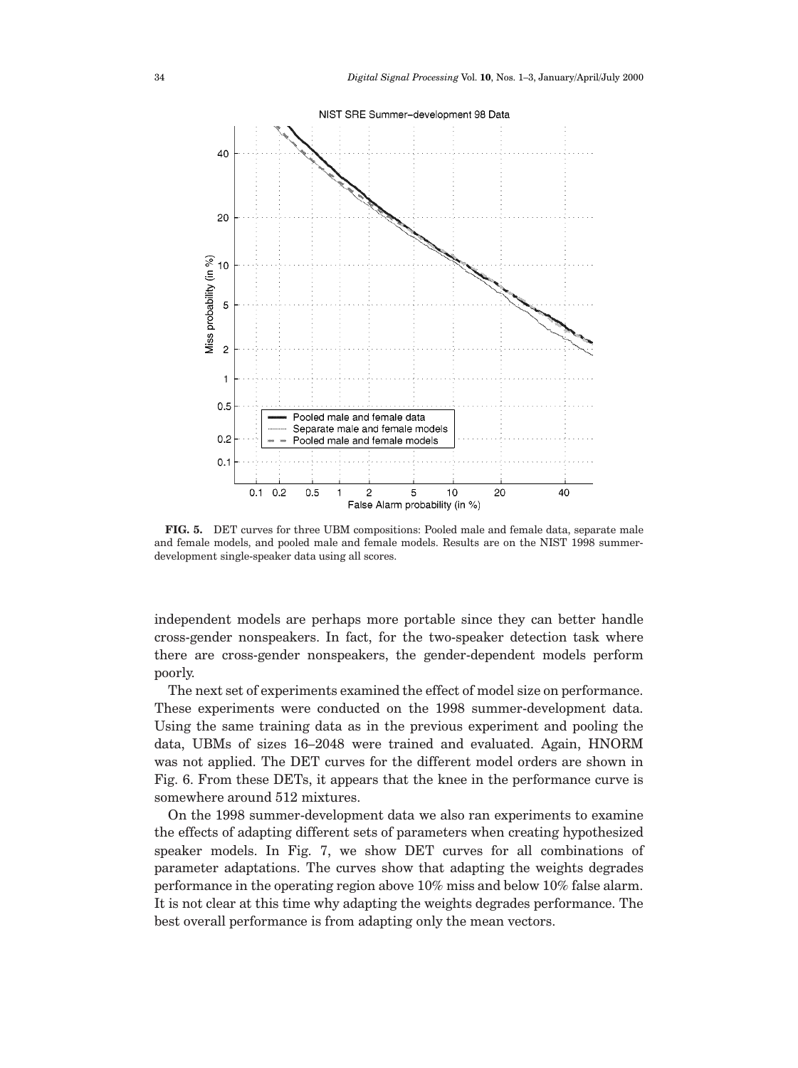**FIG. 5.** DET curves for three UBM compositions: Pooled male and female data, separate male and female models, and pooled male and female models. Results are on the NIST 1998 summer-development single-speaker data using all scores.

independent models are perhaps more portable since they can better handle cross-gender nonspeakers. In fact, for the two-speaker detection task where there are cross-gender nonspeakers, the gender-dependent models perform poorly.

The next set of experiments examined the effect of model size on performance. These experiments were conducted on the 1998 summer-development data. Using the same training data as in the previous experiment and pooling the data, UBMs of sizes 16–2048 were trained and evaluated. Again, HNORM was not applied. The DET curves for the different model orders are shown in Fig. 6. From these DETs, it appears that the knee in the performance curve is somewhere around 512 mixtures.

On the 1998 summer-development data we also ran experiments to examine the effects of adapting different sets of parameters when creating hypothesized speaker models. In Fig. 7, we show DET curves for all combinations of parameter adaptations. The curves show that adapting the weights degrades performance in the operating region above 10% miss and below 10% false alarm. It is not clear at this time why adapting the weights degrades performance. The best overall performance is from adapting only the mean vectors.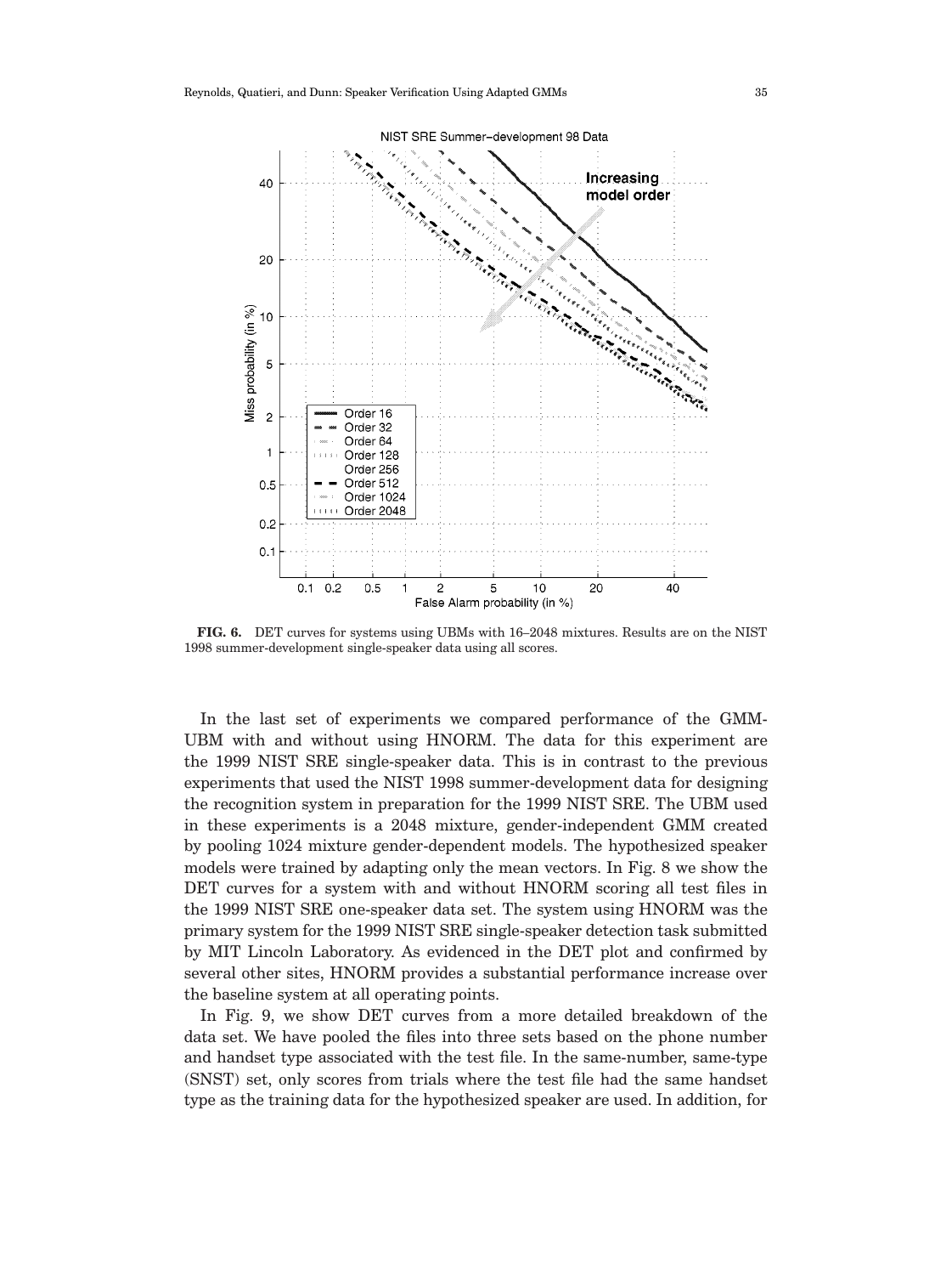**FIG. 6.** DET curves for systems using UBMs with 16–2048 mixtures. Results are on the NIST 1998 summer-development single-speaker data using all scores.

In the last set of experiments we compared performance of the GMM-UBM with and without using HNORM. The data for this experiment are the 1999 NIST SRE single-speaker data. This is in contrast to the previous experiments that used the NIST 1998 summer-development data for designing the recognition system in preparation for the 1999 NIST SRE. The UBM used in these experiments is a 2048 mixture, gender-independent GMM created by pooling 1024 mixture gender-dependent models. The hypothesized speaker models were trained by adapting only the mean vectors. In Fig. 8 we show the DET curves for a system with and without HNORM scoring all test files in the 1999 NIST SRE one-speaker data set. The system using HNORM was the primary system for the 1999 NIST SRE single-speaker detection task submitted by MIT Lincoln Laboratory. As evidenced in the DET plot and confirmed by several other sites, HNORM provides a substantial performance increase over the baseline system at all operating points.

In Fig. 9, we show DET curves from a more detailed breakdown of the data set. We have pooled the files into three sets based on the phone number and handset type associated with the test file. In the same-number, same-type (SNST) set, only scores from trials where the test file had the same handset type as the training data for the hypothesized speaker are used. In addition, for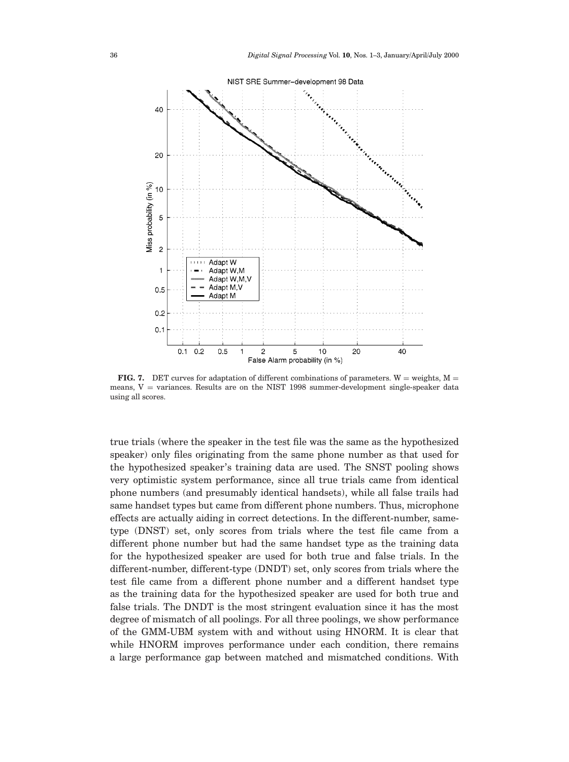**FIG. 7.** DET curves for adaptation of different combinations of parameters. W = weights, M = means, V = variances. Results are on the NIST 1998 summer-development single-speaker data using all scores.

true trials (where the speaker in the test file was the same as the hypothesized speaker) only files originating from the same phone number as that used for the hypothesized speaker's training data are used. The SNST pooling shows very optimistic system performance, since all true trials came from identical phone numbers (and presumably identical handsets), while all false trails had same handset types but came from different phone numbers. Thus, microphone effects are actually aiding in correct detections. In the different-number, same-type (DNST) set, only scores from trials where the test file came from a different phone number but had the same handset type as the training data for the hypothesized speaker are used for both true and false trials. In the different-number, different-type (DNDT) set, only scores from trials where the test file came from a different phone number and a different handset type as the training data for the hypothesized speaker are used for both true and false trials. The DNDT is the most stringent evaluation since it has the most degree of mismatch of all poolings. For all three poolings, we show performance of the GMM-UBM system with and without using HNORM. It is clear that while HNORM improves performance under each condition, there remains a large performance gap between matched and mismatched conditions. With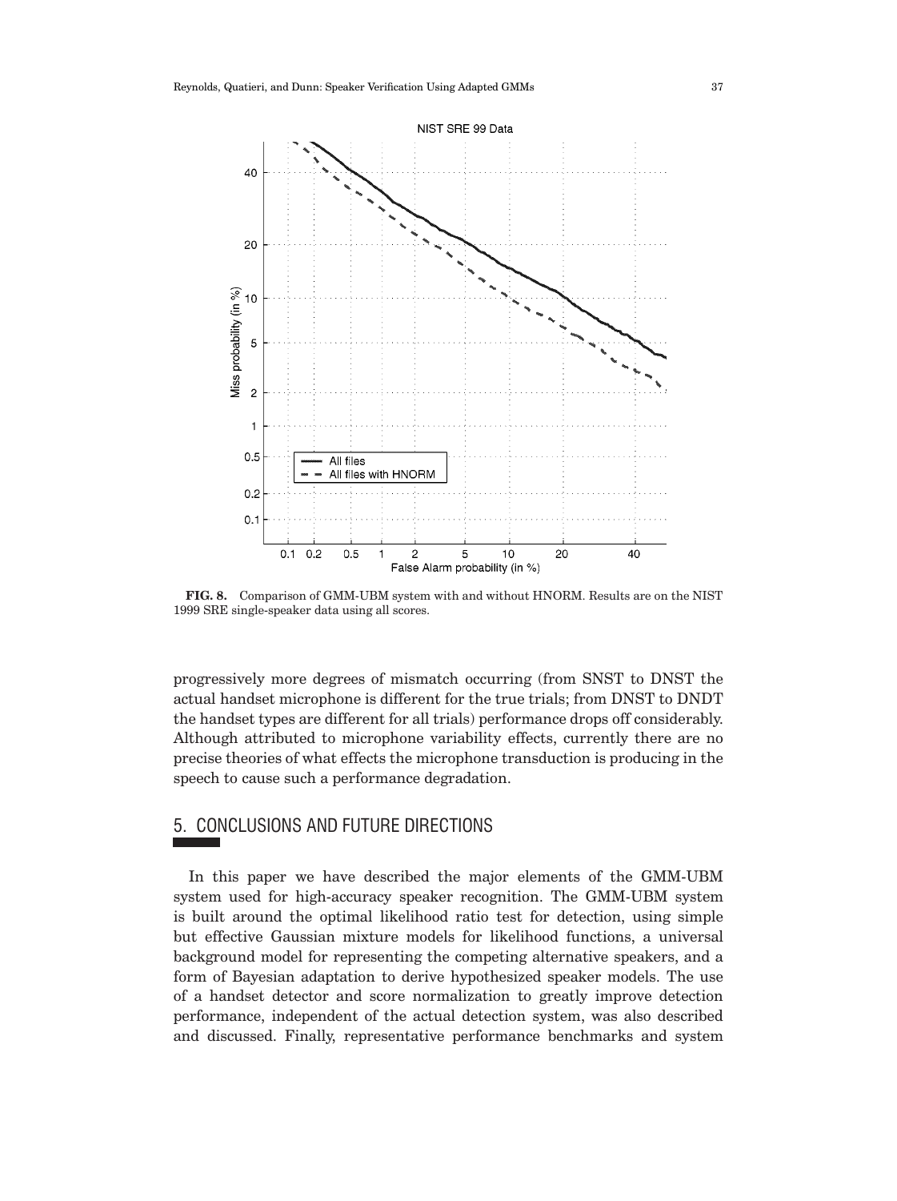**FIG. 8.** Comparison of GMM-UBM system with and without HNORM. Results are on the NIST 1999 SRE single-speaker data using all scores.

progressively more degrees of mismatch occurring (from SNST to DNST the actual handset microphone is different for the true trials; from DNST to DNDT the handset types are different for all trials) performance drops off considerably. Although attributed to microphone variability effects, currently there are no precise theories of what effects the microphone transduction is producing in the speech to cause such a performance degradation.

## 5. CONCLUSIONS AND FUTURE DIRECTIONS

In this paper we have described the major elements of the GMM-UBM system used for high-accuracy speaker recognition. The GMM-UBM system is built around the optimal likelihood ratio test for detection, using simple but effective Gaussian mixture models for likelihood functions, a universal background model for representing the competing alternative speakers, and a form of Bayesian adaptation to derive hypothesized speaker models. The use of a handset detector and score normalization to greatly improve detection performance, independent of the actual detection system, was also described and discussed. Finally, representative performance benchmarks and system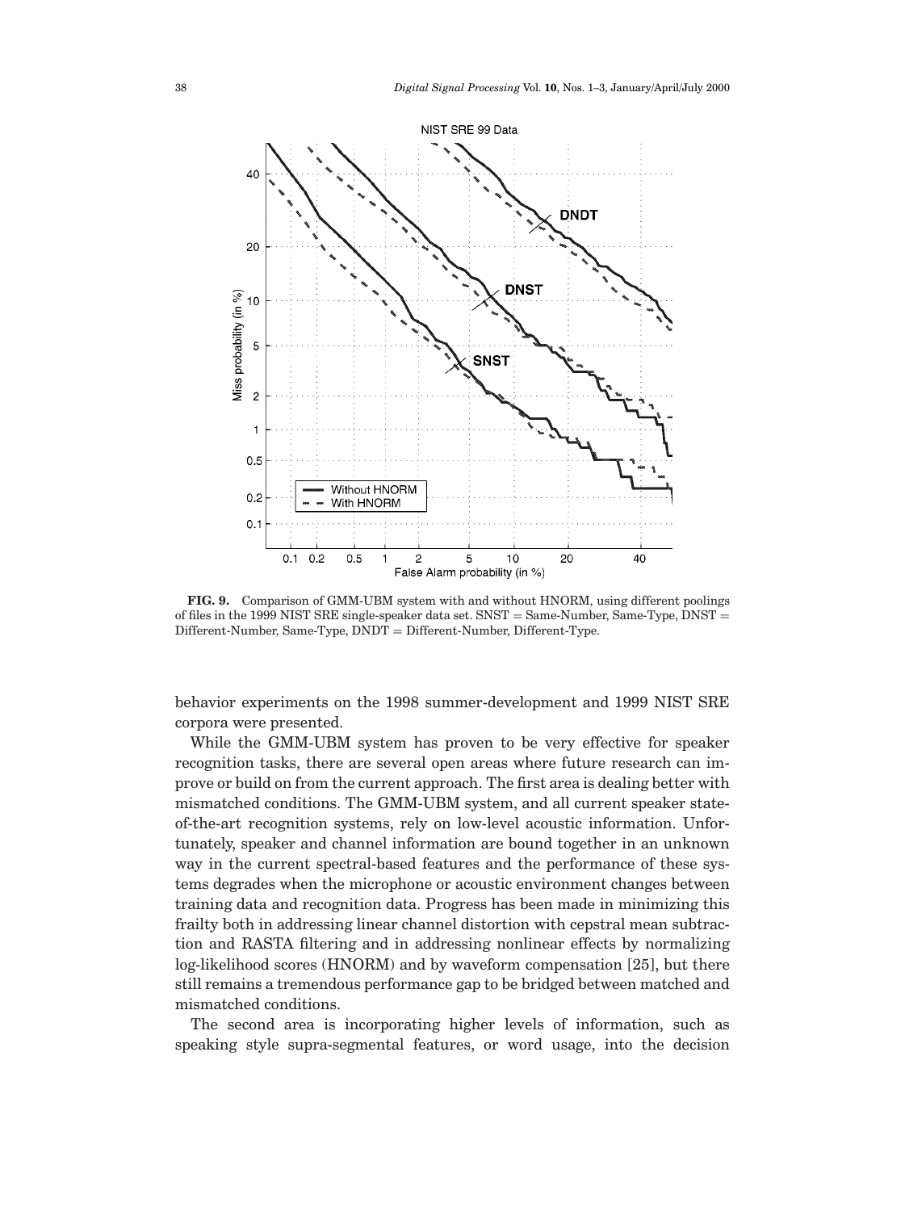**FIG. 9.** Comparison of GMM-UBM system with and without HNORM, using different poolings of files in the 1999 NIST SRE single-speaker data set. SNST = Same-Number, Same-Type, DNST = Different-Number, Same-Type, DNDT = Different-Number, Different-Type.

behavior experiments on the 1998 summer-development and 1999 NIST SRE corpora were presented.

While the GMM-UBM system has proven to be very effective for speaker recognition tasks, there are several open areas where future research can improve or build on from the current approach. The first area is dealing better with mismatched conditions. The GMM-UBM system, and all current speaker state-of-the-art recognition systems, rely on low-level acoustic information. Unfortunately, speaker and channel information are bound together in an unknown way in the current spectral-based features and the performance of these systems degrades when the microphone or acoustic environment changes between training data and recognition data. Progress has been made in minimizing this frailty both in addressing linear channel distortion with cepstral mean subtraction and RASTA filtering and in addressing nonlinear effects by normalizing log-likelihood scores (HNORM) and by waveform compensation [25], but there still remains a tremendous performance gap to be bridged between matched and mismatched conditions.

The second area is incorporating higher levels of information, such as speaking style supra-segmental features, or word usage, into the decision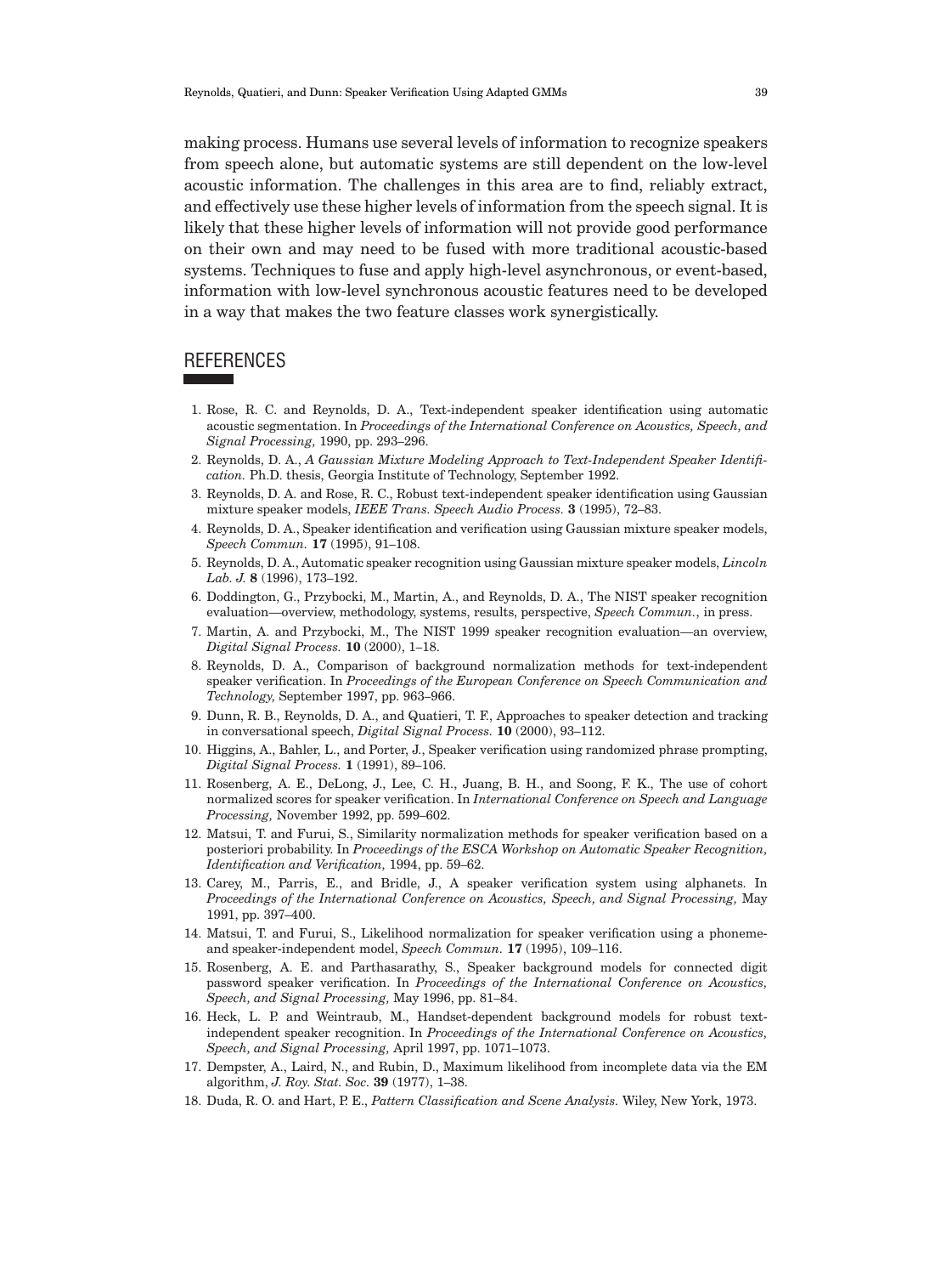making process. Humans use several levels of information to recognize speakers from speech alone, but automatic systems are still dependent on the low-level acoustic information. The challenges in this area are to find, reliably extract, and effectively use these higher levels of information from the speech signal. It is likely that these higher levels of information will not provide good performance on their own and may need to be fused with more traditional acoustic-based systems. Techniques to fuse and apply high-level asynchronous, or event-based, information with low-level synchronous acoustic features need to be developed in a way that makes the two feature classes work synergistically.

## REFERENCES

1. Rose, R. C. and Reynolds, D. A., Text-independent speaker identification using automatic acoustic segmentation. In *Proceedings of the International Conference on Acoustics, Speech, and Signal Processing,* 1990, pp. 293–296.
2. Reynolds, D. A., *A Gaussian Mixture Modeling Approach to Text-Independent Speaker Identification.* Ph.D. thesis, Georgia Institute of Technology, September 1992.
3. Reynolds, D. A. and Rose, R. C., Robust text-independent speaker identification using Gaussian mixture speaker models, *IEEE Trans. Speech Audio Process.* **3** (1995), 72–83.
4. Reynolds, D. A., Speaker identification and verification using Gaussian mixture speaker models, *Speech Commun.* **17** (1995), 91–108.
5. Reynolds, D. A., Automatic speaker recognition using Gaussian mixture speaker models, *Lincoln Lab. J.* **8** (1996), 173–192.
6. Doddington, G., Przybocki, M., Martin, A., and Reynolds, D. A., The NIST speaker recognition evaluation—overview, methodology, systems, results, perspective, *Speech Commun.*, in press.
7. Martin, A. and Przybocki, M., The NIST 1999 speaker recognition evaluation—an overview, *Digital Signal Process.* **10** (2000), 1–18.
8. Reynolds, D. A., Comparison of background normalization methods for text-independent speaker verification. In *Proceedings of the European Conference on Speech Communication and Technology,* September 1997, pp. 963–966.
9. Dunn, R. B., Reynolds, D. A., and Quatieri, T. F., Approaches to speaker detection and tracking in conversational speech, *Digital Signal Process.* **10** (2000), 93–112.
10. Higgins, A., Bahler, L., and Porter, J., Speaker verification using randomized phrase prompting, *Digital Signal Process.* **1** (1991), 89–106.
11. Rosenberg, A. E., DeLong, J., Lee, C. H., Juang, B. H., and Soong, F. K., The use of cohort normalized scores for speaker verification. In *International Conference on Speech and Language Processing,* November 1992, pp. 599–602.
12. Matsui, T. and Furui, S., Similarity normalization methods for speaker verification based on a posteriori probability. In *Proceedings of the ESCA Workshop on Automatic Speaker Recognition, Identification and Verification,* 1994, pp. 59–62.
13. Carey, M., Parris, E., and Bridle, J., A speaker verification system using alphanets. In *Proceedings of the International Conference on Acoustics, Speech, and Signal Processing,* May 1991, pp. 397–400.
14. Matsui, T. and Furui, S., Likelihood normalization for speaker verification using a phoneme- and speaker-independent model, *Speech Commun.* **17** (1995), 109–116.
15. Rosenberg, A. E. and Parthasarathy, S., Speaker background models for connected digit password speaker verification. In *Proceedings of the International Conference on Acoustics, Speech, and Signal Processing,* May 1996, pp. 81–84.
16. Heck, L. P. and Weintraub, M., Handset-dependent background models for robust text-independent speaker recognition. In *Proceedings of the International Conference on Acoustics, Speech, and Signal Processing,* April 1997, pp. 1071–1073.
17. Dempster, A., Laird, N., and Rubin, D., Maximum likelihood from incomplete data via the EM algorithm, *J. Roy. Stat. Soc.* **39** (1977), 1–38.
18. Duda, R. O. and Hart, P. E., *Pattern Classification and Scene Analysis.* Wiley, New York, 1973.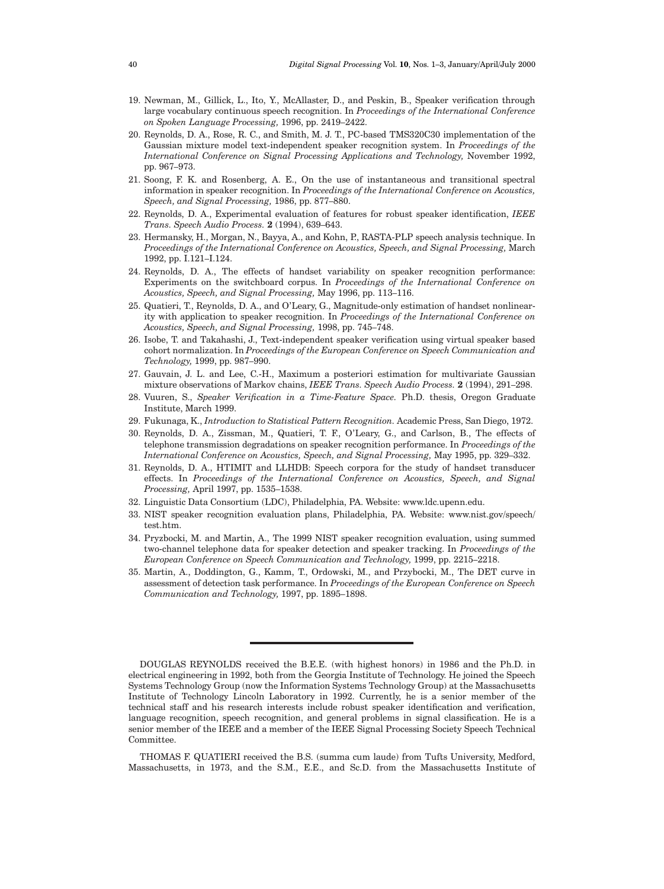19. Newman, M., Gillick, L., Ito, Y., McAllaster, D., and Peskin, B., Speaker verification through large vocabulary continuous speech recognition. In *Proceedings of the International Conference on Spoken Language Processing,* 1996, pp. 2419–2422.
20. Reynolds, D. A., Rose, R. C., and Smith, M. J. T., PC-based TMS320C30 implementation of the Gaussian mixture model text-independent speaker recognition system. In *Proceedings of the International Conference on Signal Processing Applications and Technology,* November 1992, pp. 967–973.
21. Soong, F. K. and Rosenberg, A. E., On the use of instantaneous and transitional spectral information in speaker recognition. In *Proceedings of the International Conference on Acoustics, Speech, and Signal Processing,* 1986, pp. 877–880.
22. Reynolds, D. A., Experimental evaluation of features for robust speaker identification, *IEEE Trans. Speech Audio Process.* **2** (1994), 639–643.
23. Hermansky, H., Morgan, N., Bayya, A., and Kohn, P., RASTA-PLP speech analysis technique. In *Proceedings of the International Conference on Acoustics, Speech, and Signal Processing,* March 1992, pp. I.121–I.124.
24. Reynolds, D. A., The effects of handset variability on speaker recognition performance: Experiments on the switchboard corpus. In *Proceedings of the International Conference on Acoustics, Speech, and Signal Processing,* May 1996, pp. 113–116.
25. Quatieri, T., Reynolds, D. A., and O'Leary, G., Magnitude-only estimation of handset nonlinearity with application to speaker recognition. In *Proceedings of the International Conference on Acoustics, Speech, and Signal Processing,* 1998, pp. 745–748.
26. Isobe, T. and Takahashi, J., Text-independent speaker verification using virtual speaker based cohort normalization. In *Proceedings of the European Conference on Speech Communication and Technology,* 1999, pp. 987–990.
27. Gauvain, J. L. and Lee, C.-H., Maximum a posteriori estimation for multivariate Gaussian mixture observations of Markov chains, *IEEE Trans. Speech Audio Process.* **2** (1994), 291–298.
28. Vuuren, S., *Speaker Verification in a Time-Feature Space*. Ph.D. thesis, Oregon Graduate Institute, March 1999.
29. Fukunaga, K., *Introduction to Statistical Pattern Recognition*. Academic Press, San Diego, 1972.
30. Reynolds, D. A., Zissman, M., Quatieri, T. F., O'Leary, G., and Carlson, B., The effects of telephone transmission degradations on speaker recognition performance. In *Proceedings of the International Conference on Acoustics, Speech, and Signal Processing,* May 1995, pp. 329–332.
31. Reynolds, D. A., HTIMIT and LLHDB: Speech corpora for the study of handset transducer effects. In *Proceedings of the International Conference on Acoustics, Speech, and Signal Processing,* April 1997, pp. 1535–1538.
32. Linguistic Data Consortium (LDC), Philadelphia, PA. Website: www.ldc.upenn.edu.
33. NIST speaker recognition evaluation plans, Philadelphia, PA. Website: www.nist.gov/speech/test.htm.
34. Pryzbocki, M. and Martin, A., The 1999 NIST speaker recognition evaluation, using summed two-channel telephone data for speaker detection and speaker tracking. In *Proceedings of the European Conference on Speech Communication and Technology,* 1999, pp. 2215–2218.
35. Martin, A., Doddington, G., Kamm, T., Ordowski, M., and Przybocki, M., The DET curve in assessment of detection task performance. In *Proceedings of the European Conference on Speech Communication and Technology,* 1997, pp. 1895–1898.

---

DOUGLAS REYNOLDS received the B.E.E. (with highest honors) in 1986 and the Ph.D. in electrical engineering in 1992, both from the Georgia Institute of Technology. He joined the Speech Systems Technology Group (now the Information Systems Technology Group) at the Massachusetts Institute of Technology Lincoln Laboratory in 1992. Currently, he is a senior member of the technical staff and his research interests include robust speaker identification and verification, language recognition, speech recognition, and general problems in signal classification. He is a senior member of the IEEE and a member of the IEEE Signal Processing Society Speech Technical Committee.

THOMAS F. QUATIERI received the B.S. (summa cum laude) from Tufts University, Medford, Massachusetts, in 1973, and the S.M., E.E., and Sc.D. from the Massachusetts Institute of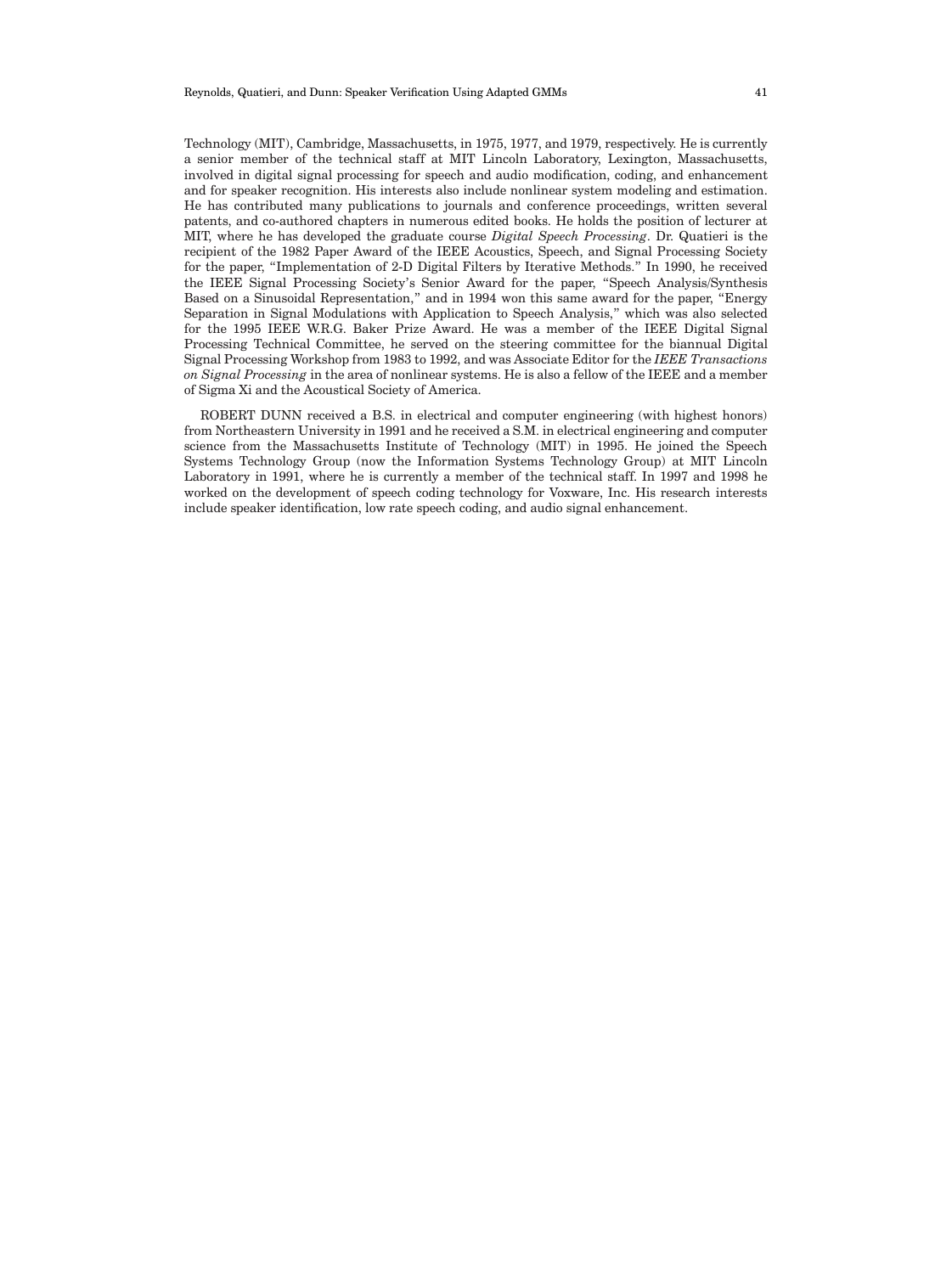Technology (MIT), Cambridge, Massachusetts, in 1975, 1977, and 1979, respectively. He is currently a senior member of the technical staff at MIT Lincoln Laboratory, Lexington, Massachusetts, involved in digital signal processing for speech and audio modification, coding, and enhancement and for speaker recognition. His interests also include nonlinear system modeling and estimation. He has contributed many publications to journals and conference proceedings, written several patents, and co-authored chapters in numerous edited books. He holds the position of lecturer at MIT, where he has developed the graduate course *Digital Speech Processing*. Dr. Quatieri is the recipient of the 1982 Paper Award of the IEEE Acoustics, Speech, and Signal Processing Society for the paper, "Implementation of 2-D Digital Filters by Iterative Methods." In 1990, he received the IEEE Signal Processing Society's Senior Award for the paper, "Speech Analysis/Synthesis Based on a Sinusoidal Representation," and in 1994 won this same award for the paper, "Energy Separation in Signal Modulations with Application to Speech Analysis," which was also selected for the 1995 IEEE W.R.G. Baker Prize Award. He was a member of the IEEE Digital Signal Processing Technical Committee, he served on the steering committee for the biannual Digital Signal Processing Workshop from 1983 to 1992, and was Associate Editor for the *IEEE Transactions on Signal Processing* in the area of nonlinear systems. He is also a fellow of the IEEE and a member of Sigma Xi and the Acoustical Society of America.

ROBERT DUNN received a B.S. in electrical and computer engineering (with highest honors) from Northeastern University in 1991 and he received a S.M. in electrical engineering and computer science from the Massachusetts Institute of Technology (MIT) in 1995. He joined the Speech Systems Technology Group (now the Information Systems Technology Group) at MIT Lincoln Laboratory in 1991, where he is currently a member of the technical staff. In 1997 and 1998 he worked on the development of speech coding technology for Voxware, Inc. His research interests include speaker identification, low rate speech coding, and audio signal enhancement.